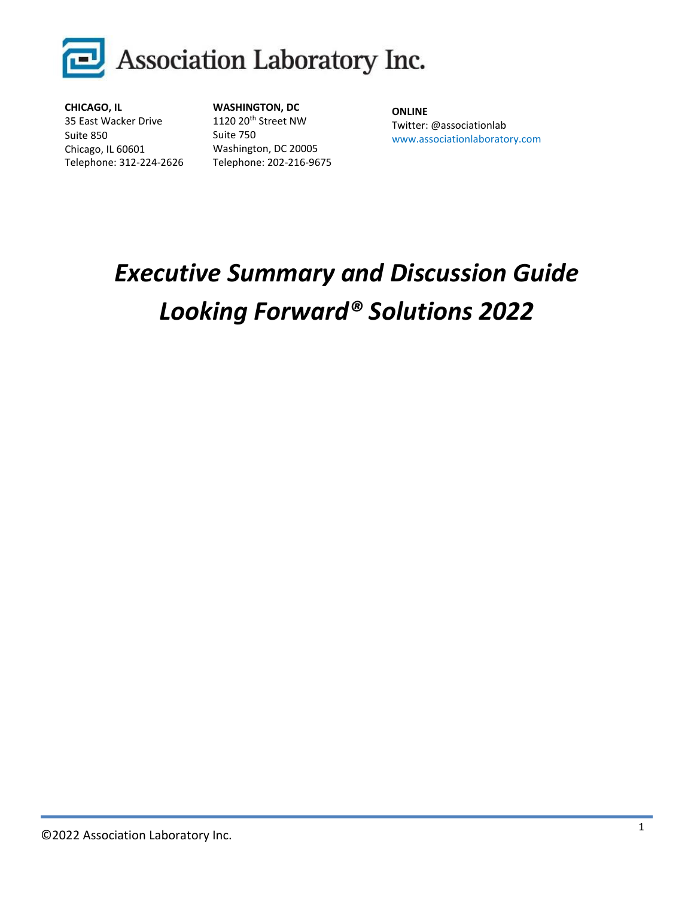# Association Laboratory Inc.

**CHICAGO, IL**
35 East Wacker Drive
Suite 850
Chicago, IL 60601
Telephone: 312-224-2626

**WASHINGTON, DC**
1120 20th Street NW
Suite 750
Washington, DC 20005
Telephone: 202-216-9675

**ONLINE**
Twitter: @associationlab
www.associationlaboratory.com

# *Executive Summary and Discussion Guide*
# *Looking Forward® Solutions 2022*

©2022 Association Laboratory Inc.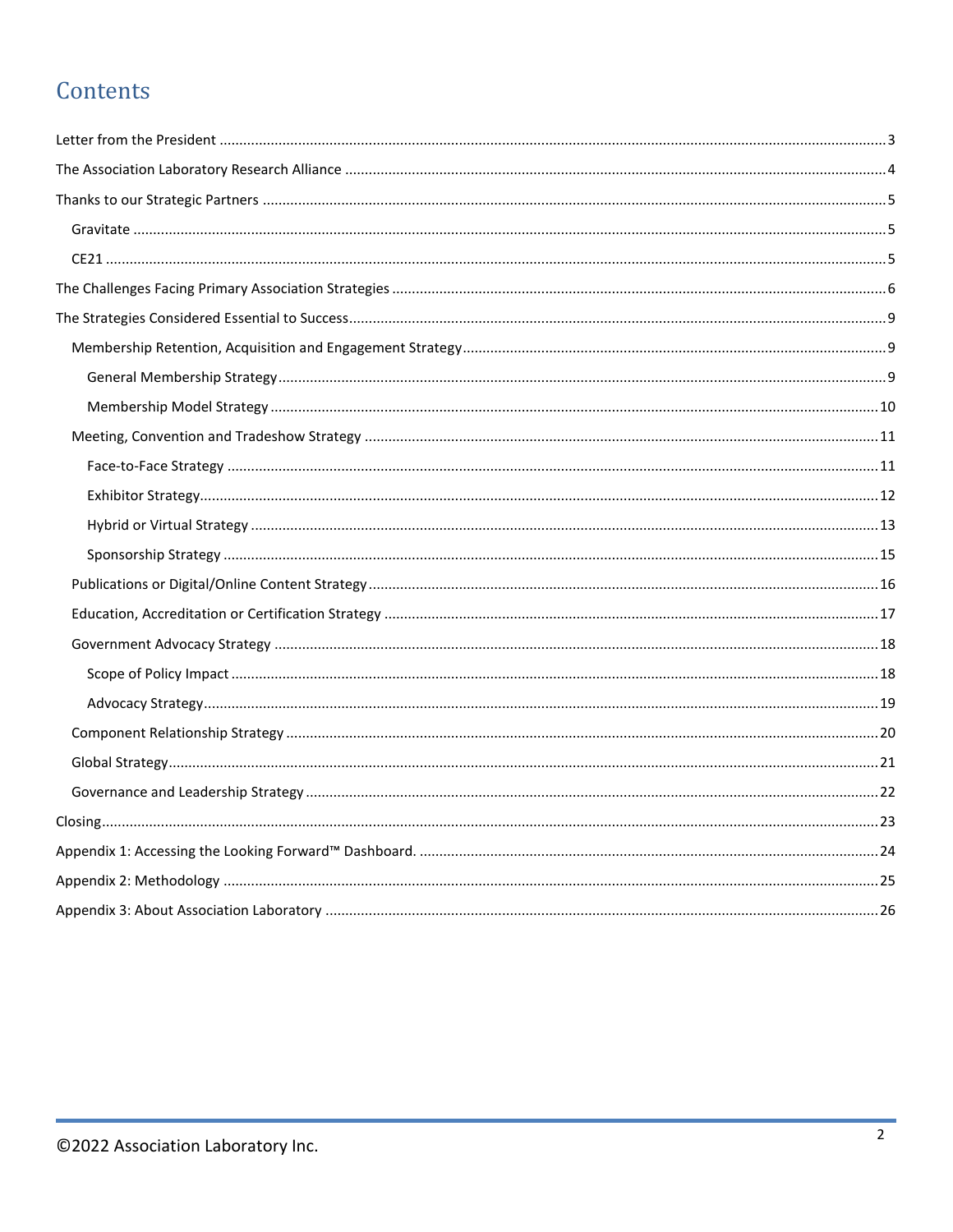# Contents

- Letter from the President ..... 3
- The Association Laboratory Research Alliance ..... 4
- Thanks to our Strategic Partners ..... 5
  - Gravitate ..... 5
  - CE21 ..... 5
- The Challenges Facing Primary Association Strategies ..... 6
- The Strategies Considered Essential to Success ..... 9
  - Membership Retention, Acquisition and Engagement Strategy ..... 9
    - General Membership Strategy ..... 9
    - Membership Model Strategy ..... 10
  - Meeting, Convention and Tradeshow Strategy ..... 11
    - Face-to-Face Strategy ..... 11
    - Exhibitor Strategy ..... 12
    - Hybrid or Virtual Strategy ..... 13
    - Sponsorship Strategy ..... 15
  - Publications or Digital/Online Content Strategy ..... 16
  - Education, Accreditation or Certification Strategy ..... 17
  - Government Advocacy Strategy ..... 18
    - Scope of Policy Impact ..... 18
    - Advocacy Strategy ..... 19
  - Component Relationship Strategy ..... 20
  - Global Strategy ..... 21
  - Governance and Leadership Strategy ..... 22
- Closing ..... 23
- Appendix 1: Accessing the Looking Forward™ Dashboard. ..... 24
- Appendix 2: Methodology ..... 25
- Appendix 3: About Association Laboratory ..... 26

©2022 Association Laboratory Inc.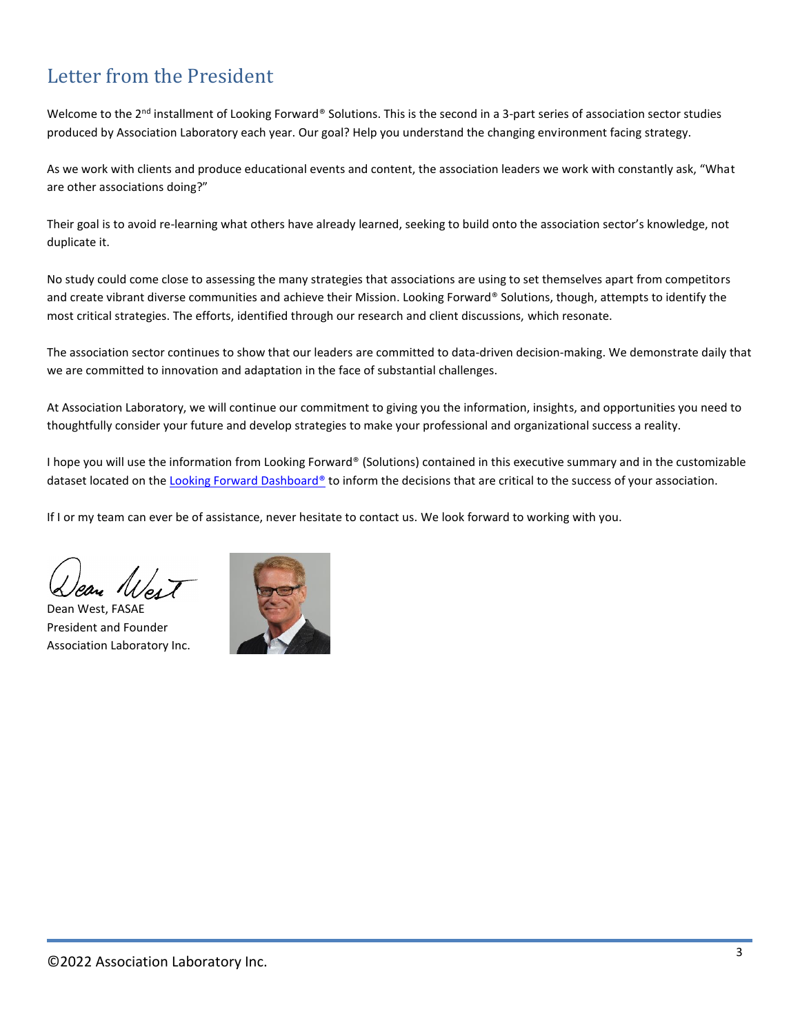# Letter from the President

Welcome to the 2nd installment of Looking Forward® Solutions. This is the second in a 3-part series of association sector studies produced by Association Laboratory each year. Our goal? Help you understand the changing environment facing strategy.

As we work with clients and produce educational events and content, the association leaders we work with constantly ask, "What are other associations doing?"

Their goal is to avoid re-learning what others have already learned, seeking to build onto the association sector's knowledge, not duplicate it.

No study could come close to assessing the many strategies that associations are using to set themselves apart from competitors and create vibrant diverse communities and achieve their Mission. Looking Forward® Solutions, though, attempts to identify the most critical strategies. The efforts, identified through our research and client discussions, which resonate.

The association sector continues to show that our leaders are committed to data-driven decision-making. We demonstrate daily that we are committed to innovation and adaptation in the face of substantial challenges.

At Association Laboratory, we will continue our commitment to giving you the information, insights, and opportunities you need to thoughtfully consider your future and develop strategies to make your professional and organizational success a reality.

I hope you will use the information from Looking Forward® (Solutions) contained in this executive summary and in the customizable dataset located on the Looking Forward Dashboard® to inform the decisions that are critical to the success of your association.

If I or my team can ever be of assistance, never hesitate to contact us. We look forward to working with you.

Dean West, FASAE
President and Founder
Association Laboratory Inc.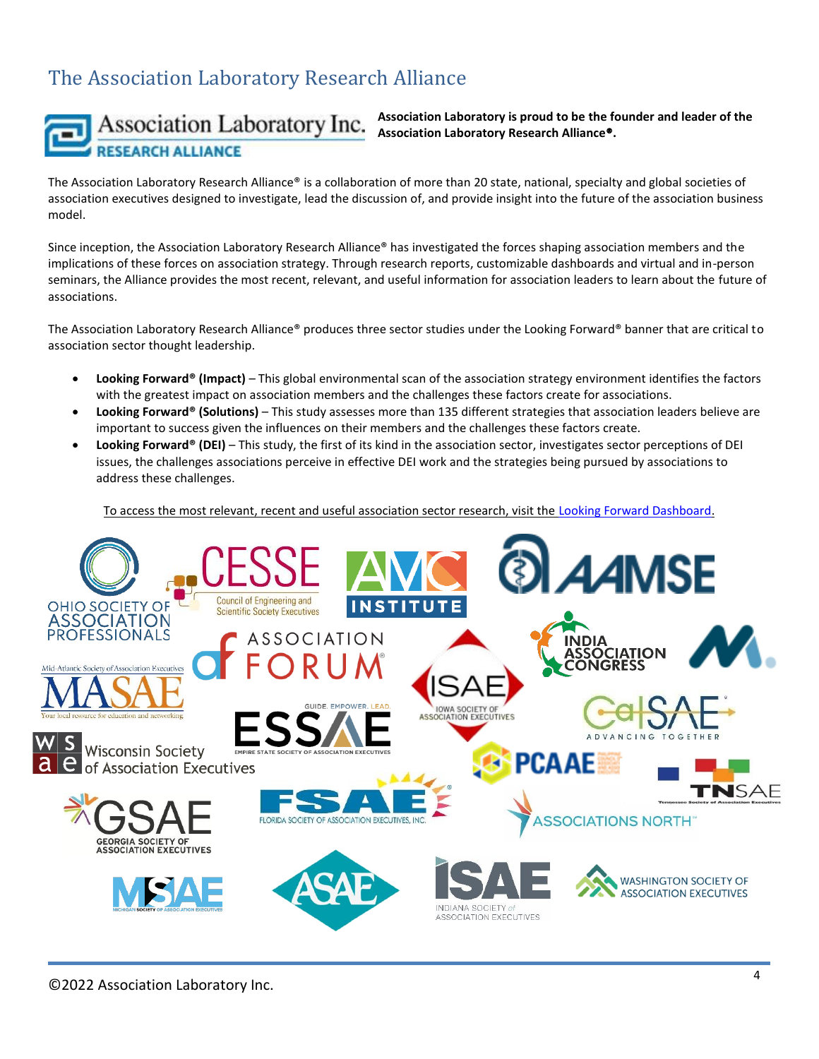# The Association Laboratory Research Alliance

**Association Laboratory is proud to be the founder and leader of the Association Laboratory Research Alliance®.**

The Association Laboratory Research Alliance® is a collaboration of more than 20 state, national, specialty and global societies of association executives designed to investigate, lead the discussion of, and provide insight into the future of the association business model.

Since inception, the Association Laboratory Research Alliance® has investigated the forces shaping association members and the implications of these forces on association strategy. Through research reports, customizable dashboards and virtual and in-person seminars, the Alliance provides the most recent, relevant, and useful information for association leaders to learn about the future of associations.

The Association Laboratory Research Alliance® produces three sector studies under the Looking Forward® banner that are critical to association sector thought leadership.

- **Looking Forward® (Impact)** – This global environmental scan of the association strategy environment identifies the factors with the greatest impact on association members and the challenges these factors create for associations.
- **Looking Forward® (Solutions)** – This study assesses more than 135 different strategies that association leaders believe are important to success given the influences on their members and the challenges these factors create.
- **Looking Forward® (DEI)** – This study, the first of its kind in the association sector, investigates sector perceptions of DEI issues, the challenges associations perceive in effective DEI work and the strategies being pursued by associations to address these challenges.

To access the most relevant, recent and useful association sector research, visit the Looking Forward Dashboard.

©2022 Association Laboratory Inc.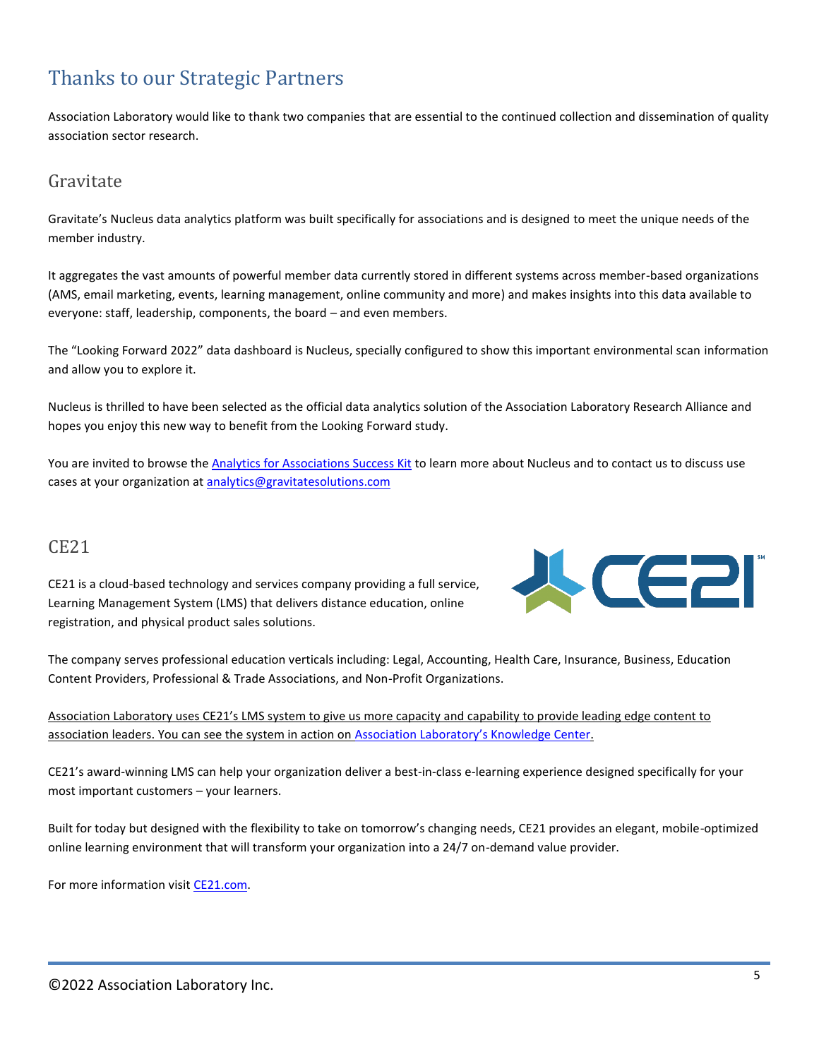# Thanks to our Strategic Partners

Association Laboratory would like to thank two companies that are essential to the continued collection and dissemination of quality association sector research.

## Gravitate

Gravitate's Nucleus data analytics platform was built specifically for associations and is designed to meet the unique needs of the member industry.

It aggregates the vast amounts of powerful member data currently stored in different systems across member-based organizations (AMS, email marketing, events, learning management, online community and more) and makes insights into this data available to everyone: staff, leadership, components, the board – and even members.

The "Looking Forward 2022" data dashboard is Nucleus, specially configured to show this important environmental scan information and allow you to explore it.

Nucleus is thrilled to have been selected as the official data analytics solution of the Association Laboratory Research Alliance and hopes you enjoy this new way to benefit from the Looking Forward study.

You are invited to browse the Analytics for Associations Success Kit to learn more about Nucleus and to contact us to discuss use cases at your organization at analytics@gravitatesolutions.com

## CE21

CE21 is a cloud-based technology and services company providing a full service, Learning Management System (LMS) that delivers distance education, online registration, and physical product sales solutions.

The company serves professional education verticals including: Legal, Accounting, Health Care, Insurance, Business, Education Content Providers, Professional & Trade Associations, and Non-Profit Organizations.

Association Laboratory uses CE21's LMS system to give us more capacity and capability to provide leading edge content to association leaders. You can see the system in action on Association Laboratory's Knowledge Center.

CE21's award-winning LMS can help your organization deliver a best-in-class e-learning experience designed specifically for your most important customers – your learners.

Built for today but designed with the flexibility to take on tomorrow's changing needs, CE21 provides an elegant, mobile-optimized online learning environment that will transform your organization into a 24/7 on-demand value provider.

For more information visit CE21.com.

©2022 Association Laboratory Inc.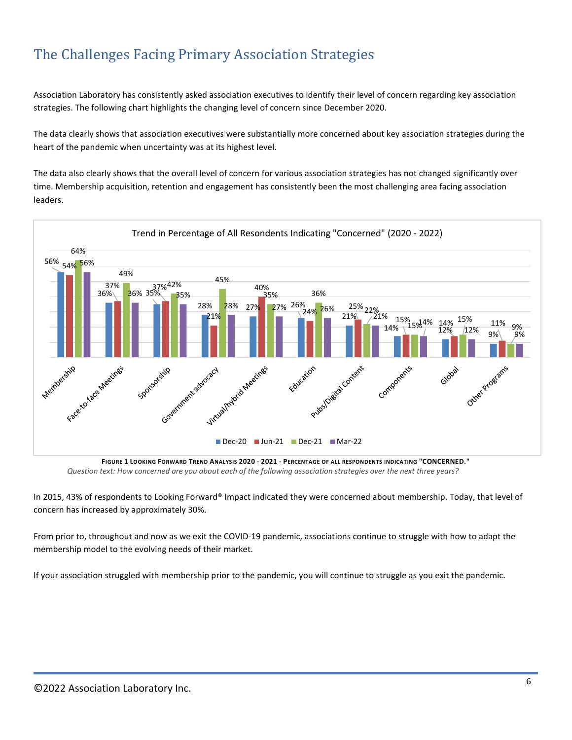# The Challenges Facing Primary Association Strategies

Association Laboratory has consistently asked association executives to identify their level of concern regarding key association strategies. The following chart highlights the changing level of concern since December 2020.

The data clearly shows that association executives were substantially more concerned about key association strategies during the heart of the pandemic when uncertainty was at its highest level.

The data also clearly shows that the overall level of concern for various association strategies has not changed significantly over time. Membership acquisition, retention and engagement has consistently been the most challenging area facing association leaders.

**Trend in Percentage of All Resondents Indicating "Concerned" (2020 - 2022)**

| Strategy | Dec-20 | Jun-21 | Dec-21 | Mar-22 |
|---|---|---|---|---|
| Membership | 56% | 54% | 64% | 56% |
| Face-to-face Meetings | 36% | 37% | 49% | 36% |
| Sponsorship | 35% | 37% | 42% | 35% |
| Government advocacy | 28% | 21% | 45% | 28% |
| Virtual/hybrid Meetings | 27% | 40% | 35% | 27% |
| Education | 26% | 24% | 36% | 26% |
| Pubs/Digital Content | 21% | 25% | 22% | 21% |
| Components | 14% | 15% | 15% | 14% |
| Global | 12% | 14% | 15% | 12% |
| Other Programs | 9% | 11% | 9% | 9% |

**Figure 1 Looking Forward Trend Analysis 2020 - 2021 - Percentage of all respondents indicating "CONCERNED."**

*Question text: How concerned are you about each of the following association strategies over the next three years?*

In 2015, 43% of respondents to Looking Forward® Impact indicated they were concerned about membership. Today, that level of concern has increased by approximately 30%.

From prior to, throughout and now as we exit the COVID-19 pandemic, associations continue to struggle with how to adapt the membership model to the evolving needs of their market.

If your association struggled with membership prior to the pandemic, you will continue to struggle as you exit the pandemic.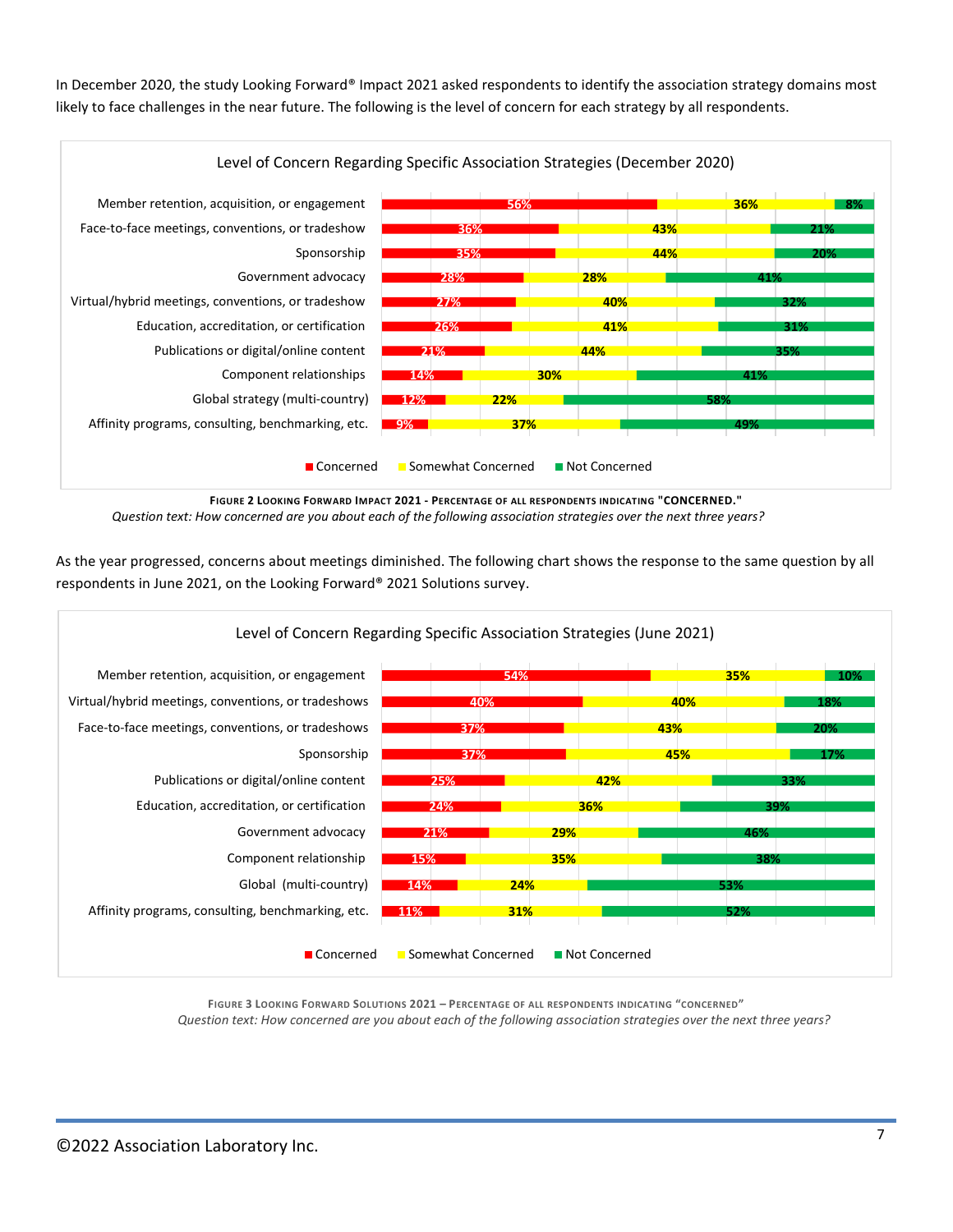In December 2020, the study Looking Forward® Impact 2021 asked respondents to identify the association strategy domains most likely to face challenges in the near future. The following is the level of concern for each strategy by all respondents.

**Level of Concern Regarding Specific Association Strategies (December 2020)**

| Strategy | Concerned | Somewhat Concerned | Not Concerned |
|---|---|---|---|
| Member retention, acquisition, or engagement | 56% | 36% | 8% |
| Face-to-face meetings, conventions, or tradeshow | 36% | 43% | 21% |
| Sponsorship | 35% | 44% | 20% |
| Government advocacy | 28% | 28% | 41% |
| Virtual/hybrid meetings, conventions, or tradeshow | 27% | 40% | 32% |
| Education, accreditation, or certification | 26% | 41% | 31% |
| Publications or digital/online content | 21% | 44% | 35% |
| Component relationships | 14% | 30% | 41% |
| Global strategy (multi-country) | 12% | 22% | 58% |
| Affinity programs, consulting, benchmarking, etc. | 9% | 37% | 49% |

FIGURE 2 LOOKING FORWARD IMPACT 2021 - PERCENTAGE OF ALL RESPONDENTS INDICATING "CONCERNED."
*Question text: How concerned are you about each of the following association strategies over the next three years?*

As the year progressed, concerns about meetings diminished. The following chart shows the response to the same question by all respondents in June 2021, on the Looking Forward® 2021 Solutions survey.

**Level of Concern Regarding Specific Association Strategies (June 2021)**

| Strategy | Concerned | Somewhat Concerned | Not Concerned |
|---|---|---|---|
| Member retention, acquisition, or engagement | 54% | 35% | 10% |
| Virtual/hybrid meetings, conventions, or tradeshows | 40% | 40% | 18% |
| Face-to-face meetings, conventions, or tradeshows | 37% | 43% | 20% |
| Sponsorship | 37% | 45% | 17% |
| Publications or digital/online content | 25% | 42% | 33% |
| Education, accreditation, or certification | 24% | 36% | 39% |
| Government advocacy | 21% | 29% | 46% |
| Component relationship | 15% | 35% | 38% |
| Global (multi-country) | 14% | 24% | 53% |
| Affinity programs, consulting, benchmarking, etc. | 11% | 31% | 52% |

FIGURE 3 LOOKING FORWARD SOLUTIONS 2021 – PERCENTAGE OF ALL RESPONDENTS INDICATING "CONCERNED"
*Question text: How concerned are you about each of the following association strategies over the next three years?*

©2022 Association Laboratory Inc.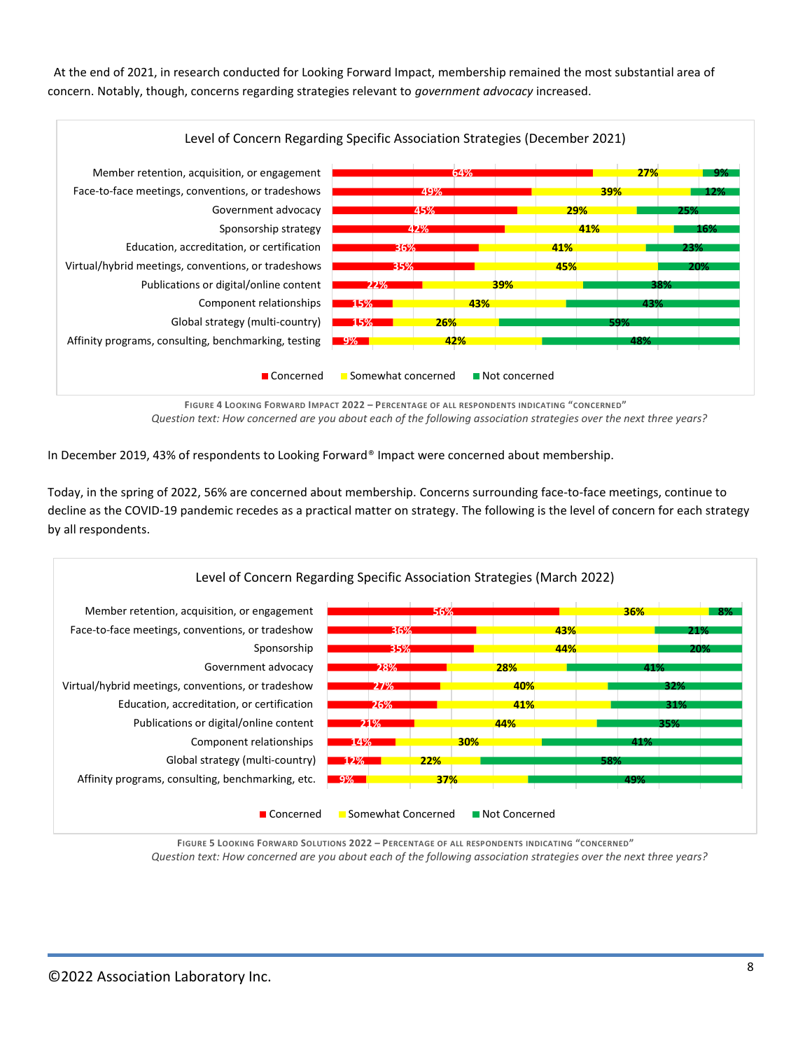At the end of 2021, in research conducted for Looking Forward Impact, membership remained the most substantial area of concern. Notably, though, concerns regarding strategies relevant to *government advocacy* increased.

**Level of Concern Regarding Specific Association Strategies (December 2021)**

| Strategy | Concerned | Somewhat concerned | Not concerned |
|---|---|---|---|
| Member retention, acquisition, or engagement | 64% | 27% | 9% |
| Face-to-face meetings, conventions, or tradeshows | 49% | 39% | 12% |
| Government advocacy | 45% | 29% | 25% |
| Sponsorship strategy | 42% | 41% | 16% |
| Education, accreditation, or certification | 36% | 41% | 23% |
| Virtual/hybrid meetings, conventions, or tradeshows | 35% | 45% | 20% |
| Publications or digital/online content | 22% | 39% | 38% |
| Component relationships | 15% | 43% | 43% |
| Global strategy (multi-country) | 15% | 26% | 59% |
| Affinity programs, consulting, benchmarking, testing | 9% | 42% | 48% |

FIGURE 4 LOOKING FORWARD IMPACT 2022 – PERCENTAGE OF ALL RESPONDENTS INDICATING "CONCERNED"
*Question text: How concerned are you about each of the following association strategies over the next three years?*

In December 2019, 43% of respondents to Looking Forward® Impact were concerned about membership.

Today, in the spring of 2022, 56% are concerned about membership. Concerns surrounding face-to-face meetings, continue to decline as the COVID-19 pandemic recedes as a practical matter on strategy. The following is the level of concern for each strategy by all respondents.

**Level of Concern Regarding Specific Association Strategies (March 2022)**

| Strategy | Concerned | Somewhat Concerned | Not Concerned |
|---|---|---|---|
| Member retention, acquisition, or engagement | 56% | 36% | 8% |
| Face-to-face meetings, conventions, or tradeshow | 36% | 43% | 21% |
| Sponsorship | 35% | 44% | 20% |
| Government advocacy | 28% | 28% | 41% |
| Virtual/hybrid meetings, conventions, or tradeshow | 27% | 40% | 32% |
| Education, accreditation, or certification | 26% | 41% | 31% |
| Publications or digital/online content | 21% | 44% | 35% |
| Component relationships | 14% | 30% | 41% |
| Global strategy (multi-country) | 12% | 22% | 58% |
| Affinity programs, consulting, benchmarking, etc. | 9% | 37% | 49% |

FIGURE 5 LOOKING FORWARD SOLUTIONS 2022 – PERCENTAGE OF ALL RESPONDENTS INDICATING "CONCERNED"
*Question text: How concerned are you about each of the following association strategies over the next three years?*

©2022 Association Laboratory Inc.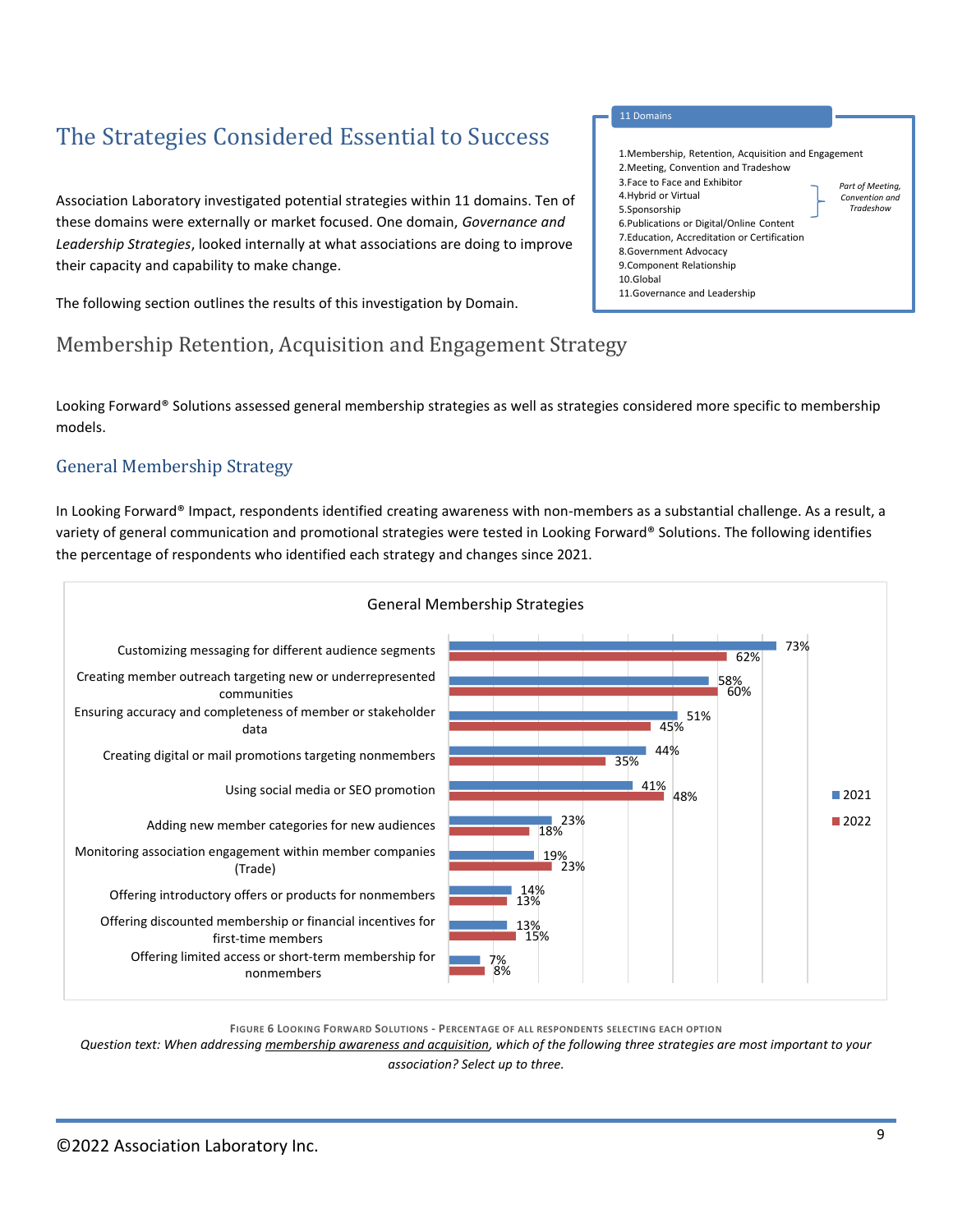# The Strategies Considered Essential to Success

Association Laboratory investigated potential strategies within 11 domains. Ten of these domains were externally or market focused. One domain, *Governance and Leadership Strategies*, looked internally at what associations are doing to improve their capacity and capability to make change.

The following section outlines the results of this investigation by Domain.

**11 Domains**

1. Membership, Retention, Acquisition and Engagement
2. Meeting, Convention and Tradeshow
3. Face to Face and Exhibitor
4. Hybrid or Virtual
5. Sponsorship
6. Publications or Digital/Online Content
7. Education, Accreditation or Certification
8. Government Advocacy
9. Component Relationship
10. Global
11. Governance and Leadership

*Domains 3–5: Part of Meeting, Convention and Tradeshow*

## Membership Retention, Acquisition and Engagement Strategy

Looking Forward® Solutions assessed general membership strategies as well as strategies considered more specific to membership models.

### General Membership Strategy

In Looking Forward® Impact, respondents identified creating awareness with non-members as a substantial challenge. As a result, a variety of general communication and promotional strategies were tested in Looking Forward® Solutions. The following identifies the percentage of respondents who identified each strategy and changes since 2021.

**General Membership Strategies**

| Strategy | 2021 | 2022 |
|---|---|---|
| Customizing messaging for different audience segments | 73% | 62% |
| Creating member outreach targeting new or underrepresented communities | 58% | 60% |
| Ensuring accuracy and completeness of member or stakeholder data | 51% | 45% |
| Creating digital or mail promotions targeting nonmembers | 44% | 35% |
| Using social media or SEO promotion | 41% | 48% |
| Adding new member categories for new audiences | 23% | 18% |
| Monitoring association engagement within member companies (Trade) | 19% | 23% |
| Offering introductory offers or products for nonmembers | 14% | 13% |
| Offering discounted membership or financial incentives for first-time members | 13% | 15% |
| Offering limited access or short-term membership for nonmembers | 7% | 8% |

FIGURE 6 LOOKING FORWARD SOLUTIONS - PERCENTAGE OF ALL RESPONDENTS SELECTING EACH OPTION

*Question text: When addressing membership awareness and acquisition, which of the following three strategies are most important to your association? Select up to three.*

©2022 Association Laboratory Inc.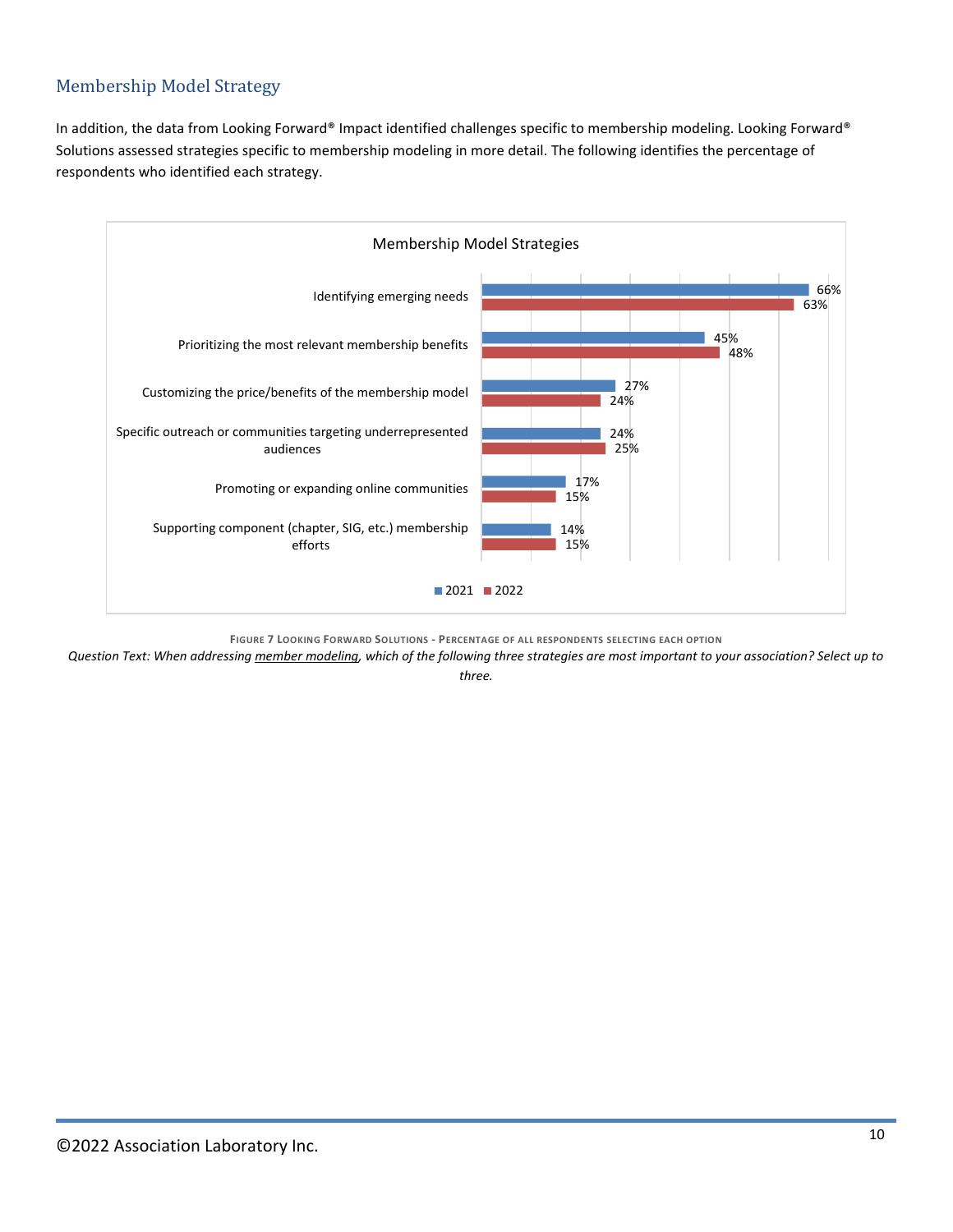## Membership Model Strategy

In addition, the data from Looking Forward® Impact identified challenges specific to membership modeling. Looking Forward® Solutions assessed strategies specific to membership modeling in more detail. The following identifies the percentage of respondents who identified each strategy.

**Membership Model Strategies**

| Strategy | 2021 | 2022 |
|---|---|---|
| Identifying emerging needs | 66% | 63% |
| Prioritizing the most relevant membership benefits | 45% | 48% |
| Customizing the price/benefits of the membership model | 27% | 24% |
| Specific outreach or communities targeting underrepresented audiences | 24% | 25% |
| Promoting or expanding online communities | 17% | 15% |
| Supporting component (chapter, SIG, etc.) membership efforts | 14% | 15% |

FIGURE 7 LOOKING FORWARD SOLUTIONS - PERCENTAGE OF ALL RESPONDENTS SELECTING EACH OPTION

*Question Text: When addressing member modeling, which of the following three strategies are most important to your association? Select up to three.*

©2022 Association Laboratory Inc.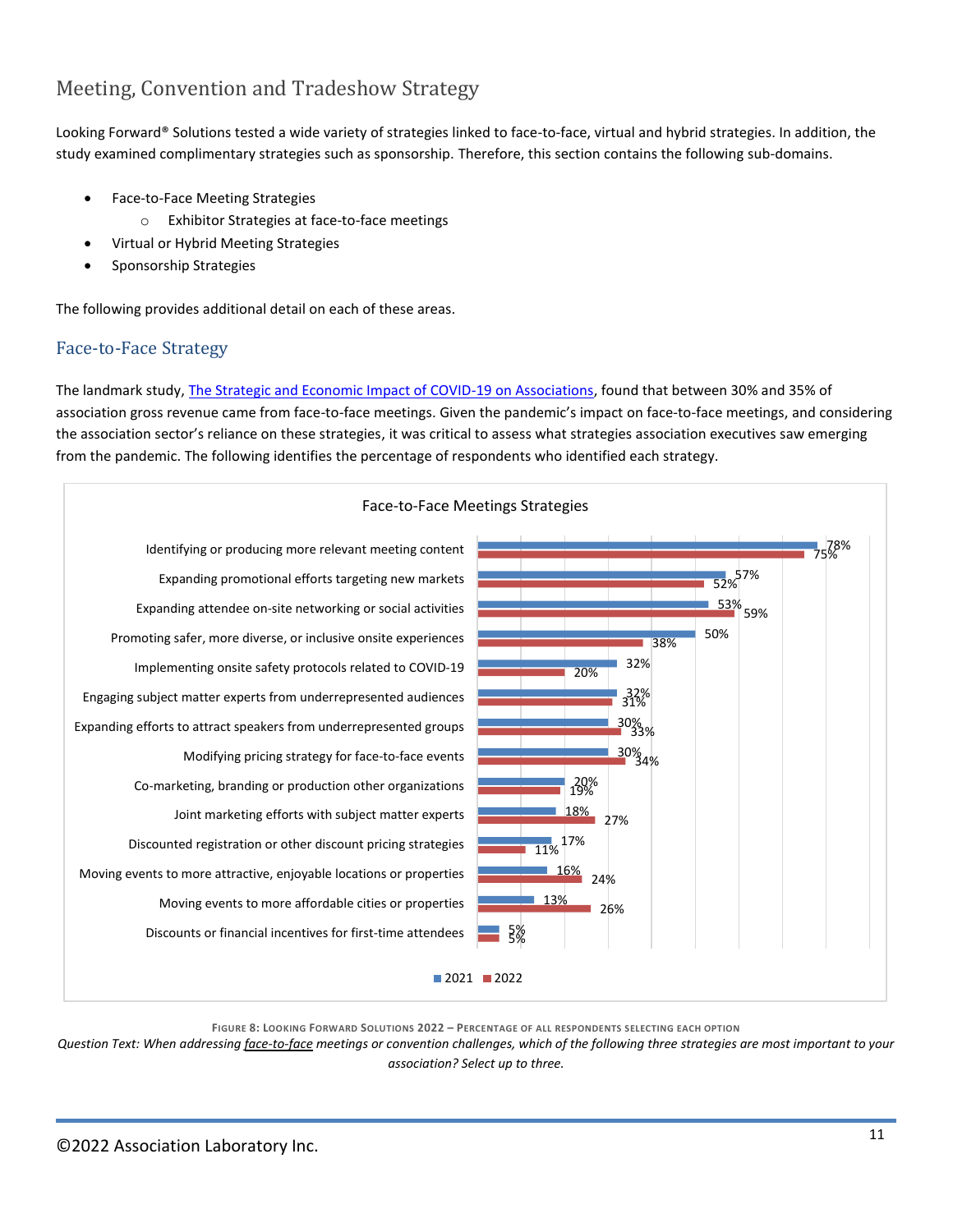## Meeting, Convention and Tradeshow Strategy

Looking Forward® Solutions tested a wide variety of strategies linked to face-to-face, virtual and hybrid strategies. In addition, the study examined complimentary strategies such as sponsorship. Therefore, this section contains the following sub-domains.

- Face-to-Face Meeting Strategies
  - Exhibitor Strategies at face-to-face meetings
- Virtual or Hybrid Meeting Strategies
- Sponsorship Strategies

The following provides additional detail on each of these areas.

### Face-to-Face Strategy

The landmark study, The Strategic and Economic Impact of COVID-19 on Associations, found that between 30% and 35% of association gross revenue came from face-to-face meetings. Given the pandemic's impact on face-to-face meetings, and considering the association sector's reliance on these strategies, it was critical to assess what strategies association executives saw emerging from the pandemic. The following identifies the percentage of respondents who identified each strategy.

**Face-to-Face Meetings Strategies**

| Strategy | 2021 | 2022 |
|---|---|---|
| Identifying or producing more relevant meeting content | 78% | 75% |
| Expanding promotional efforts targeting new markets | 57% | 52% |
| Expanding attendee on-site networking or social activities | 53% | 59% |
| Promoting safer, more diverse, or inclusive onsite experiences | 50% | 38% |
| Implementing onsite safety protocols related to COVID-19 | 32% | 20% |
| Engaging subject matter experts from underrepresented audiences | 32% | 31% |
| Expanding efforts to attract speakers from underrepresented groups | 30% | 33% |
| Modifying pricing strategy for face-to-face events | 30% | 34% |
| Co-marketing, branding or production other organizations | 20% | 19% |
| Joint marketing efforts with subject matter experts | 18% | 27% |
| Discounted registration or other discount pricing strategies | 17% | 11% |
| Moving events to more attractive, enjoyable locations or properties | 16% | 24% |
| Moving events to more affordable cities or properties | 13% | 26% |
| Discounts or financial incentives for first-time attendees | 5% | 5% |

Figure 8: Looking Forward Solutions 2022 – Percentage of all respondents selecting each option

*Question Text: When addressing face-to-face meetings or convention challenges, which of the following three strategies are most important to your association? Select up to three.*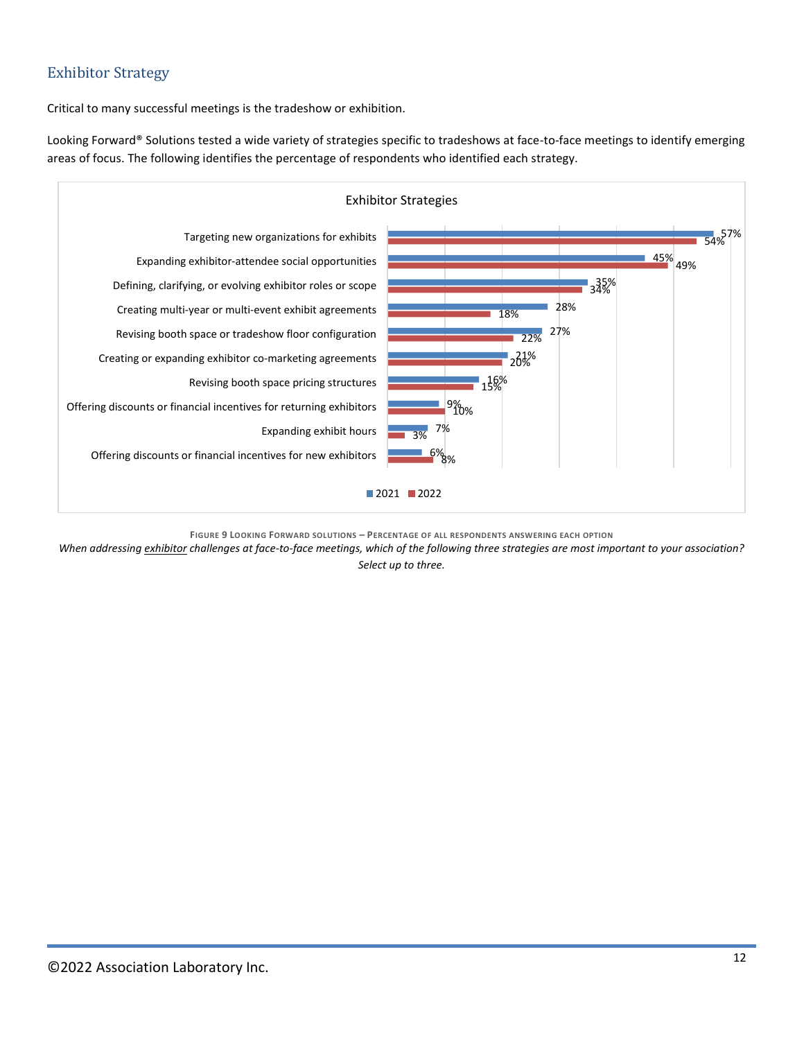## Exhibitor Strategy

Critical to many successful meetings is the tradeshow or exhibition.

Looking Forward® Solutions tested a wide variety of strategies specific to tradeshows at face-to-face meetings to identify emerging areas of focus. The following identifies the percentage of respondents who identified each strategy.

**Exhibitor Strategies**

| Strategy | 2021 | 2022 |
| --- | --- | --- |
| Targeting new organizations for exhibits | 57% | 54% |
| Expanding exhibitor-attendee social opportunities | 45% | 49% |
| Defining, clarifying, or evolving exhibitor roles or scope | 35% | 34% |
| Creating multi-year or multi-event exhibit agreements | 28% | 18% |
| Revising booth space or tradeshow floor configuration | 27% | 22% |
| Creating or expanding exhibitor co-marketing agreements | 21% | 20% |
| Revising booth space pricing structures | 16% | 15% |
| Offering discounts or financial incentives for returning exhibitors | 9% | 10% |
| Expanding exhibit hours | 7% | 3% |
| Offering discounts or financial incentives for new exhibitors | 6% | 8% |

FIGURE 9 LOOKING FORWARD SOLUTIONS – PERCENTAGE OF ALL RESPONDENTS ANSWERING EACH OPTION

*When addressing exhibitor challenges at face-to-face meetings, which of the following three strategies are most important to your association? Select up to three.*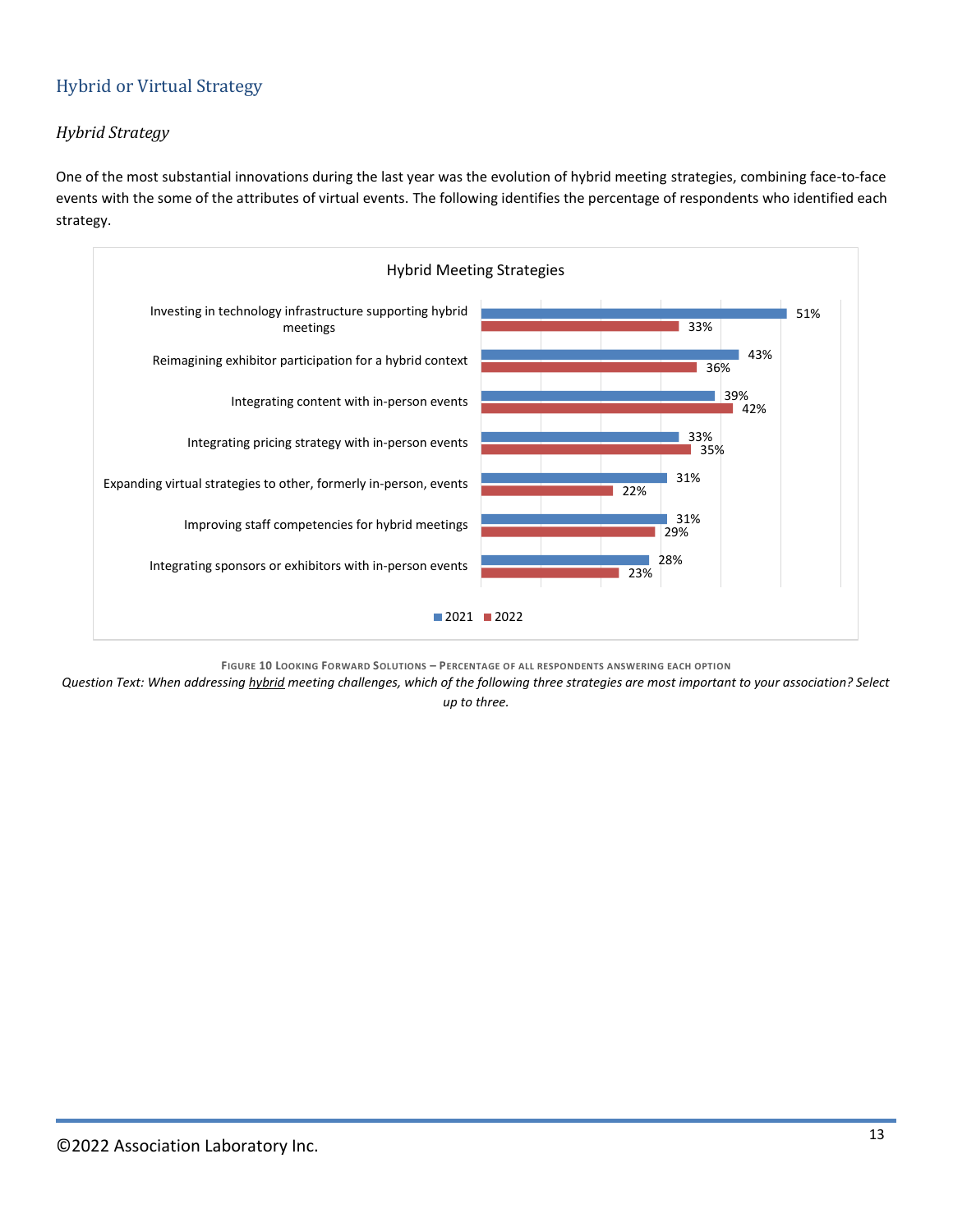## Hybrid or Virtual Strategy

### *Hybrid Strategy*

One of the most substantial innovations during the last year was the evolution of hybrid meeting strategies, combining face-to-face events with the some of the attributes of virtual events. The following identifies the percentage of respondents who identified each strategy.

**Hybrid Meeting Strategies**

| Strategy | 2021 | 2022 |
| --- | --- | --- |
| Investing in technology infrastructure supporting hybrid meetings | 51% | 33% |
| Reimagining exhibitor participation for a hybrid context | 43% | 36% |
| Integrating content with in-person events | 39% | 42% |
| Integrating pricing strategy with in-person events | 33% | 35% |
| Expanding virtual strategies to other, formerly in-person, events | 31% | 22% |
| Improving staff competencies for hybrid meetings | 31% | 29% |
| Integrating sponsors or exhibitors with in-person events | 28% | 23% |

FIGURE 10 LOOKING FORWARD SOLUTIONS – PERCENTAGE OF ALL RESPONDENTS ANSWERING EACH OPTION

*Question Text: When addressing hybrid meeting challenges, which of the following three strategies are most important to your association? Select up to three.*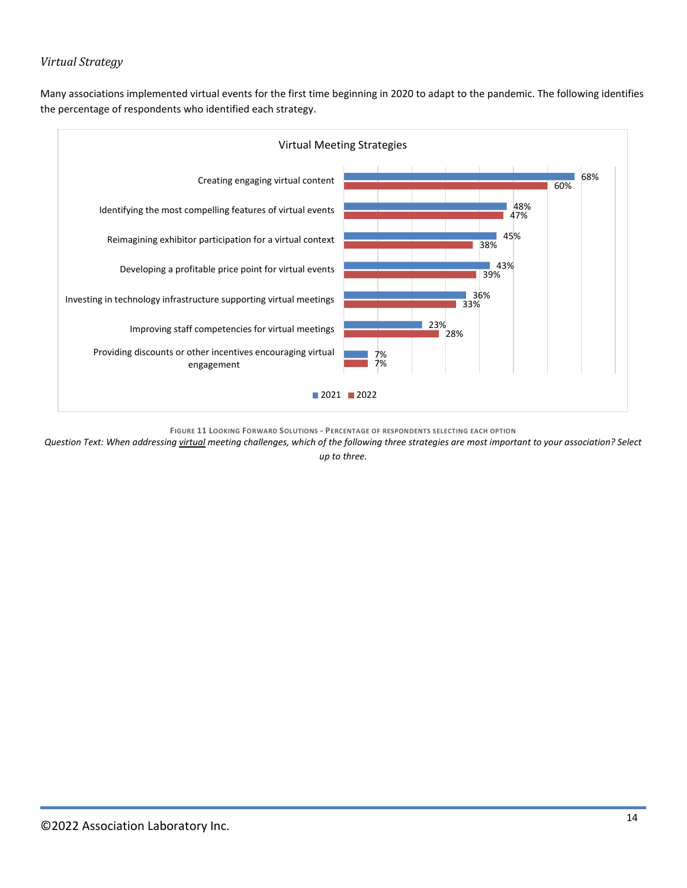### *Virtual Strategy*

Many associations implemented virtual events for the first time beginning in 2020 to adapt to the pandemic. The following identifies the percentage of respondents who identified each strategy.

**Virtual Meeting Strategies**

| Strategy | 2021 | 2022 |
|---|---|---|
| Creating engaging virtual content | 68% | 60% |
| Identifying the most compelling features of virtual events | 48% | 47% |
| Reimagining exhibitor participation for a virtual context | 45% | 38% |
| Developing a profitable price point for virtual events | 43% | 39% |
| Investing in technology infrastructure supporting virtual meetings | 36% | 33% |
| Improving staff competencies for virtual meetings | 23% | 28% |
| Providing discounts or other incentives encouraging virtual engagement | 7% | 7% |

FIGURE 11 LOOKING FORWARD SOLUTIONS - PERCENTAGE OF RESPONDENTS SELECTING EACH OPTION

*Question Text: When addressing virtual meeting challenges, which of the following three strategies are most important to your association? Select up to three.*

©2022 Association Laboratory Inc.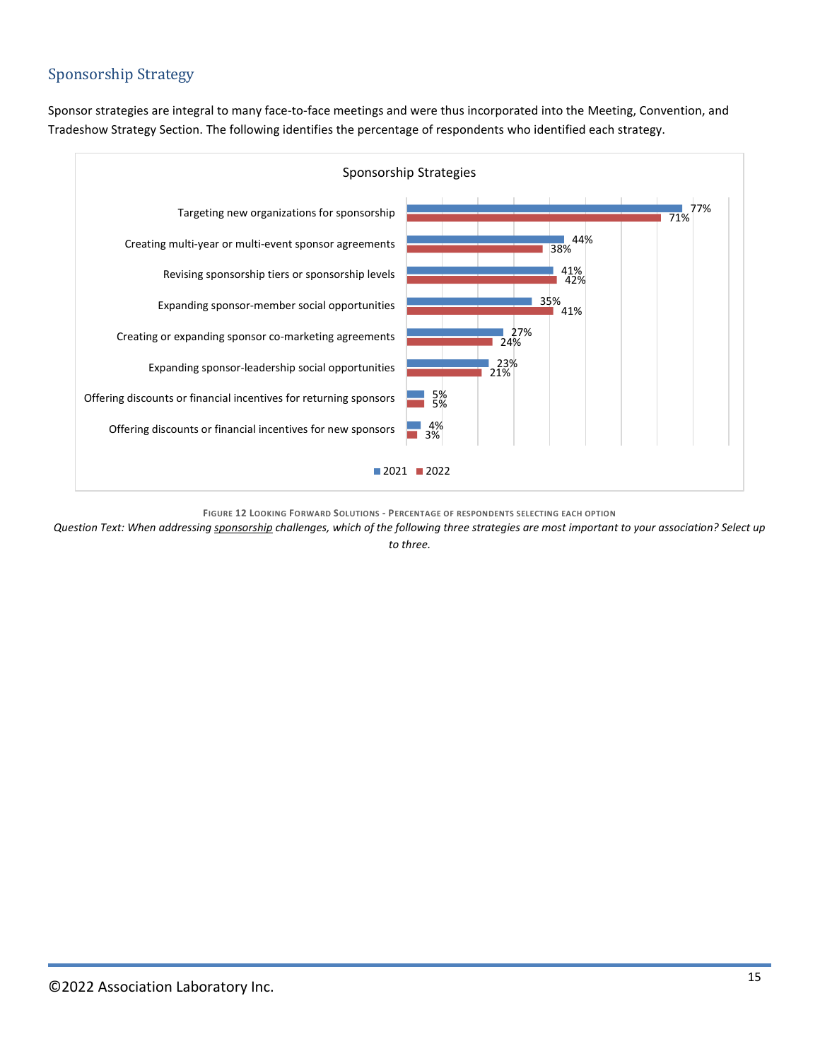## Sponsorship Strategy

Sponsor strategies are integral to many face-to-face meetings and were thus incorporated into the Meeting, Convention, and Tradeshow Strategy Section. The following identifies the percentage of respondents who identified each strategy.

**Sponsorship Strategies**

| Strategy | 2021 | 2022 |
|---|---|---|
| Targeting new organizations for sponsorship | 77% | 71% |
| Creating multi-year or multi-event sponsor agreements | 44% | 38% |
| Revising sponsorship tiers or sponsorship levels | 41% | 42% |
| Expanding sponsor-member social opportunities | 35% | 41% |
| Creating or expanding sponsor co-marketing agreements | 27% | 24% |
| Expanding sponsor-leadership social opportunities | 23% | 21% |
| Offering discounts or financial incentives for returning sponsors | 5% | 5% |
| Offering discounts or financial incentives for new sponsors | 4% | 3% |

FIGURE 12 LOOKING FORWARD SOLUTIONS - PERCENTAGE OF RESPONDENTS SELECTING EACH OPTION

*Question Text: When addressing sponsorship challenges, which of the following three strategies are most important to your association? Select up to three.*

©2022 Association Laboratory Inc.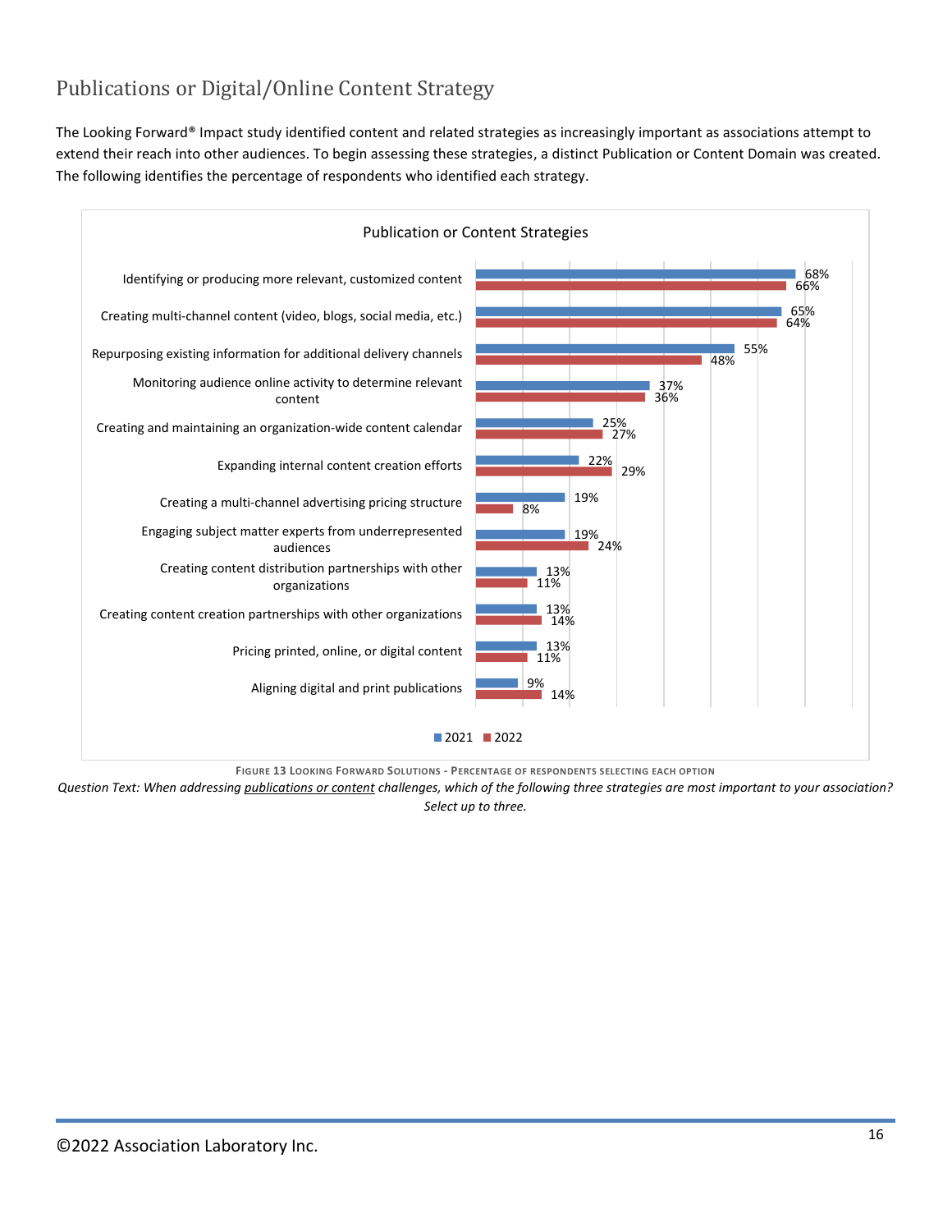## Publications or Digital/Online Content Strategy

The Looking Forward® Impact study identified content and related strategies as increasingly important as associations attempt to extend their reach into other audiences. To begin assessing these strategies, a distinct Publication or Content Domain was created. The following identifies the percentage of respondents who identified each strategy.

**Publication or Content Strategies**

| Strategy | 2021 | 2022 |
| --- | --- | --- |
| Identifying or producing more relevant, customized content | 68% | 66% |
| Creating multi-channel content (video, blogs, social media, etc.) | 65% | 64% |
| Repurposing existing information for additional delivery channels | 55% | 48% |
| Monitoring audience online activity to determine relevant content | 37% | 36% |
| Creating and maintaining an organization-wide content calendar | 25% | 27% |
| Expanding internal content creation efforts | 22% | 29% |
| Creating a multi-channel advertising pricing structure | 19% | 8% |
| Engaging subject matter experts from underrepresented audiences | 19% | 24% |
| Creating content distribution partnerships with other organizations | 13% | 11% |
| Creating content creation partnerships with other organizations | 13% | 14% |
| Pricing printed, online, or digital content | 13% | 11% |
| Aligning digital and print publications | 9% | 14% |

Figure 13 Looking Forward Solutions - Percentage of respondents selecting each option

*Question Text: When addressing publications or content challenges, which of the following three strategies are most important to your association? Select up to three.*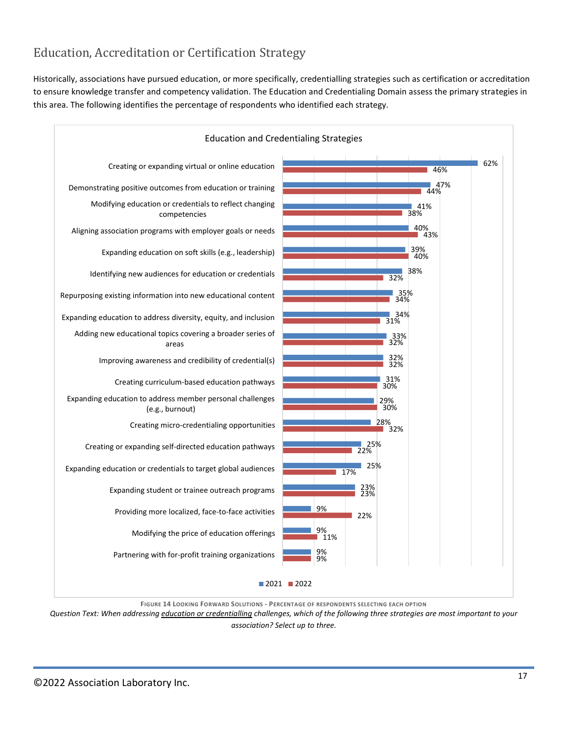## Education, Accreditation or Certification Strategy

Historically, associations have pursued education, or more specifically, credentialling strategies such as certification or accreditation to ensure knowledge transfer and competency validation. The Education and Credentialing Domain assess the primary strategies in this area. The following identifies the percentage of respondents who identified each strategy.

**Education and Credentialing Strategies**

| Strategy | 2021 | 2022 |
|---|---|---|
| Creating or expanding virtual or online education | 62% | 46% |
| Demonstrating positive outcomes from education or training | 47% | 44% |
| Modifying education or credentials to reflect changing competencies | 41% | 38% |
| Aligning association programs with employer goals or needs | 40% | 43% |
| Expanding education on soft skills (e.g., leadership) | 39% | 40% |
| Identifying new audiences for education or credentials | 38% | 32% |
| Repurposing existing information into new educational content | 35% | 34% |
| Expanding education to address diversity, equity, and inclusion | 34% | 31% |
| Adding new educational topics covering a broader series of areas | 33% | 32% |
| Improving awareness and credibility of credential(s) | 32% | 32% |
| Creating curriculum-based education pathways | 31% | 30% |
| Expanding education to address member personal challenges (e.g., burnout) | 29% | 30% |
| Creating micro-credentialing opportunities | 28% | 32% |
| Creating or expanding self-directed education pathways | 25% | 22% |
| Expanding education or credentials to target global audiences | 25% | 17% |
| Expanding student or trainee outreach programs | 23% | 23% |
| Providing more localized, face-to-face activities | 9% | 22% |
| Modifying the price of education offerings | 9% | 11% |
| Partnering with for-profit training organizations | 9% | 9% |

Figure 14 Looking Forward Solutions - Percentage of respondents selecting each option

*Question Text: When addressing education or credentialling challenges, which of the following three strategies are most important to your association? Select up to three.*

©2022 Association Laboratory Inc.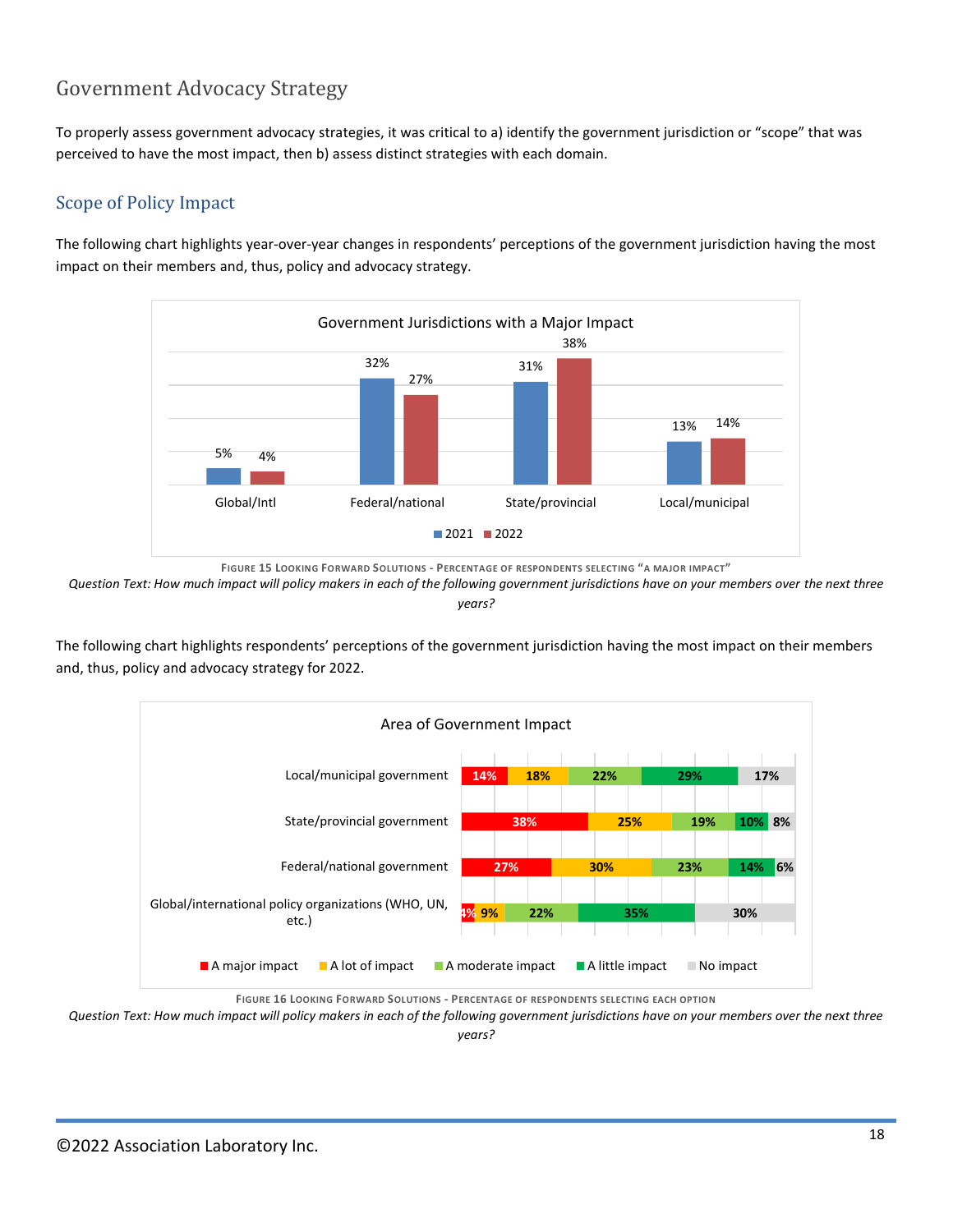## Government Advocacy Strategy

To properly assess government advocacy strategies, it was critical to a) identify the government jurisdiction or "scope" that was perceived to have the most impact, then b) assess distinct strategies with each domain.

### Scope of Policy Impact

The following chart highlights year-over-year changes in respondents' perceptions of the government jurisdiction having the most impact on their members and, thus, policy and advocacy strategy.

**Government Jurisdictions with a Major Impact**

| | 2021 | 2022 |
|---|---|---|
| Global/Intl | 5% | 4% |
| Federal/national | 32% | 27% |
| State/provincial | 31% | 38% |
| Local/municipal | 13% | 14% |

FIGURE 15 LOOKING FORWARD SOLUTIONS - PERCENTAGE OF RESPONDENTS SELECTING "A MAJOR IMPACT"

*Question Text: How much impact will policy makers in each of the following government jurisdictions have on your members over the next three years?*

The following chart highlights respondents' perceptions of the government jurisdiction having the most impact on their members and, thus, policy and advocacy strategy for 2022.

**Area of Government Impact**

| | A major impact | A lot of impact | A moderate impact | A little impact | No impact |
|---|---|---|---|---|---|
| Local/municipal government | 14% | 18% | 22% | 29% | 17% |
| State/provincial government | 38% | 25% | 19% | 10% | 8% |
| Federal/national government | 27% | 30% | 23% | 14% | 6% |
| Global/international policy organizations (WHO, UN, etc.) | 4% | 9% | 22% | 35% | 30% |

FIGURE 16 LOOKING FORWARD SOLUTIONS - PERCENTAGE OF RESPONDENTS SELECTING EACH OPTION

*Question Text: How much impact will policy makers in each of the following government jurisdictions have on your members over the next three years?*

©2022 Association Laboratory Inc.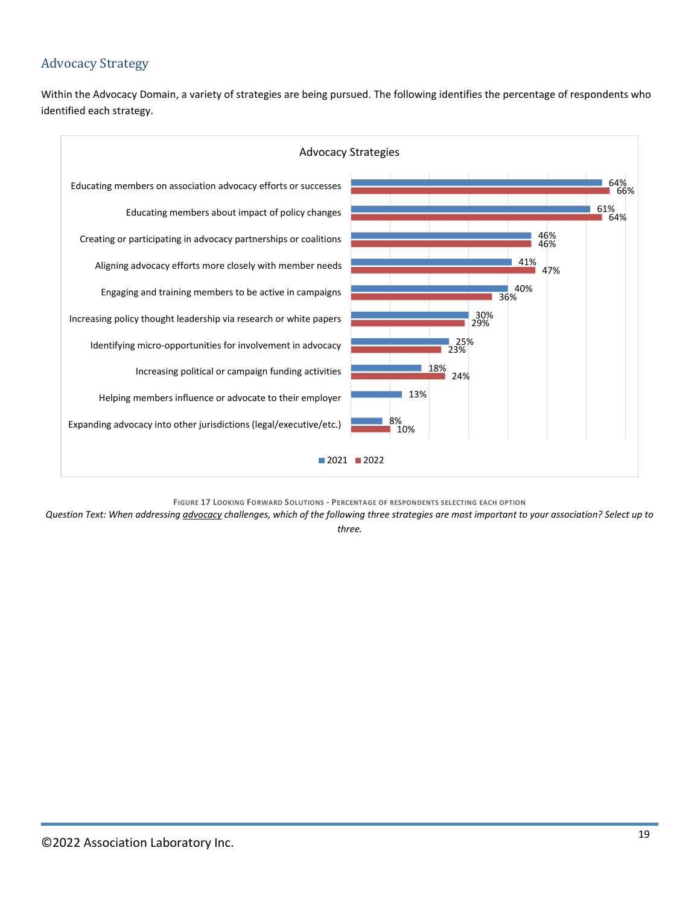## Advocacy Strategy

Within the Advocacy Domain, a variety of strategies are being pursued. The following identifies the percentage of respondents who identified each strategy.

**Advocacy Strategies**

| Strategy | 2021 | 2022 |
|---|---|---|
| Educating members on association advocacy efforts or successes | 64% | 66% |
| Educating members about impact of policy changes | 61% | 64% |
| Creating or participating in advocacy partnerships or coalitions | 46% | 46% |
| Aligning advocacy efforts more closely with member needs | 41% | 47% |
| Engaging and training members to be active in campaigns | 40% | 36% |
| Increasing policy thought leadership via research or white papers | 30% | 29% |
| Identifying micro-opportunities for involvement in advocacy | 25% | 23% |
| Increasing political or campaign funding activities | 18% | 24% |
| Helping members influence or advocate to their employer | 13% | |
| Expanding advocacy into other jurisdictions (legal/executive/etc.) | 8% | 10% |

FIGURE 17 LOOKING FORWARD SOLUTIONS - PERCENTAGE OF RESPONDENTS SELECTING EACH OPTION

*Question Text: When addressing advocacy challenges, which of the following three strategies are most important to your association? Select up to three.*

©2022 Association Laboratory Inc.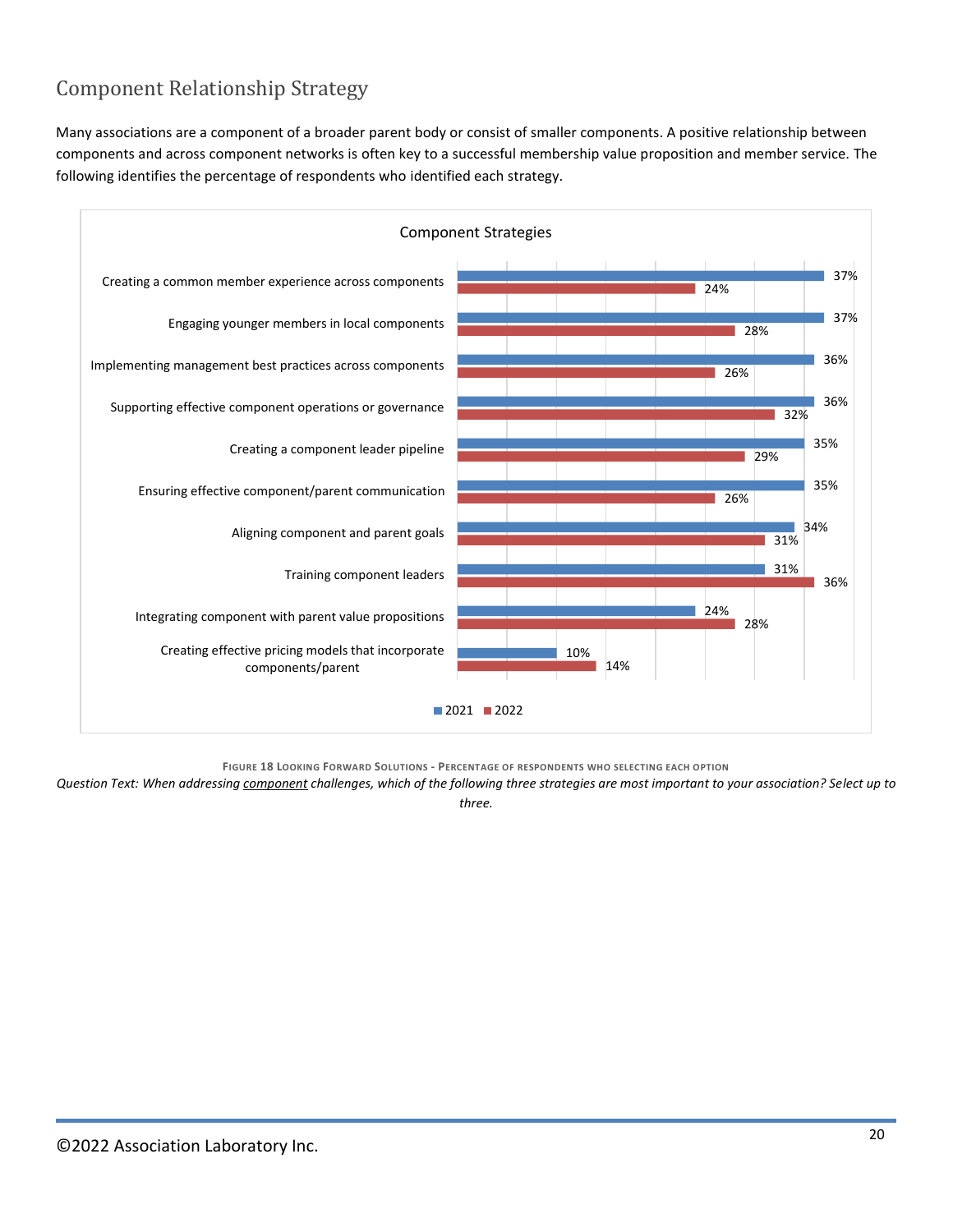## Component Relationship Strategy

Many associations are a component of a broader parent body or consist of smaller components. A positive relationship between components and across component networks is often key to a successful membership value proposition and member service. The following identifies the percentage of respondents who identified each strategy.

**Component Strategies**

| Strategy | 2021 | 2022 |
|---|---|---|
| Creating a common member experience across components | 37% | 24% |
| Engaging younger members in local components | 37% | 28% |
| Implementing management best practices across components | 36% | 26% |
| Supporting effective component operations or governance | 36% | 32% |
| Creating a component leader pipeline | 35% | 29% |
| Ensuring effective component/parent communication | 35% | 26% |
| Aligning component and parent goals | 34% | 31% |
| Training component leaders | 31% | 36% |
| Integrating component with parent value propositions | 24% | 28% |
| Creating effective pricing models that incorporate components/parent | 10% | 14% |

FIGURE 18 LOOKING FORWARD SOLUTIONS - PERCENTAGE OF RESPONDENTS WHO SELECTING EACH OPTION

*Question Text: When addressing component challenges, which of the following three strategies are most important to your association? Select up to three.*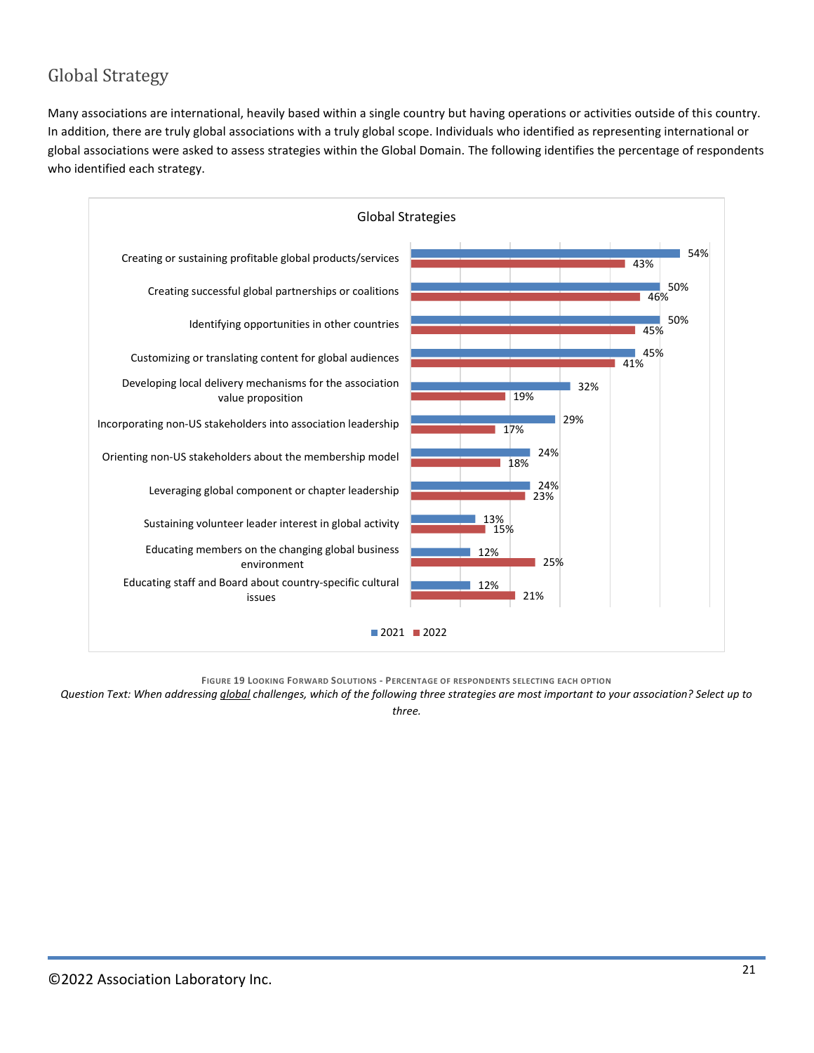## Global Strategy

Many associations are international, heavily based within a single country but having operations or activities outside of this country. In addition, there are truly global associations with a truly global scope. Individuals who identified as representing international or global associations were asked to assess strategies within the Global Domain. The following identifies the percentage of respondents who identified each strategy.

**Global Strategies**

| Strategy | 2021 | 2022 |
|---|---|---|
| Creating or sustaining profitable global products/services | 54% | 43% |
| Creating successful global partnerships or coalitions | 50% | 46% |
| Identifying opportunities in other countries | 50% | 45% |
| Customizing or translating content for global audiences | 45% | 41% |
| Developing local delivery mechanisms for the association value proposition | 32% | 19% |
| Incorporating non-US stakeholders into association leadership | 29% | 17% |
| Orienting non-US stakeholders about the membership model | 24% | 18% |
| Leveraging global component or chapter leadership | 24% | 23% |
| Sustaining volunteer leader interest in global activity | 13% | 15% |
| Educating members on the changing global business environment | 12% | 25% |
| Educating staff and Board about country-specific cultural issues | 12% | 21% |

FIGURE 19 LOOKING FORWARD SOLUTIONS - PERCENTAGE OF RESPONDENTS SELECTING EACH OPTION

*Question Text: When addressing global challenges, which of the following three strategies are most important to your association? Select up to three.*

©2022 Association Laboratory Inc.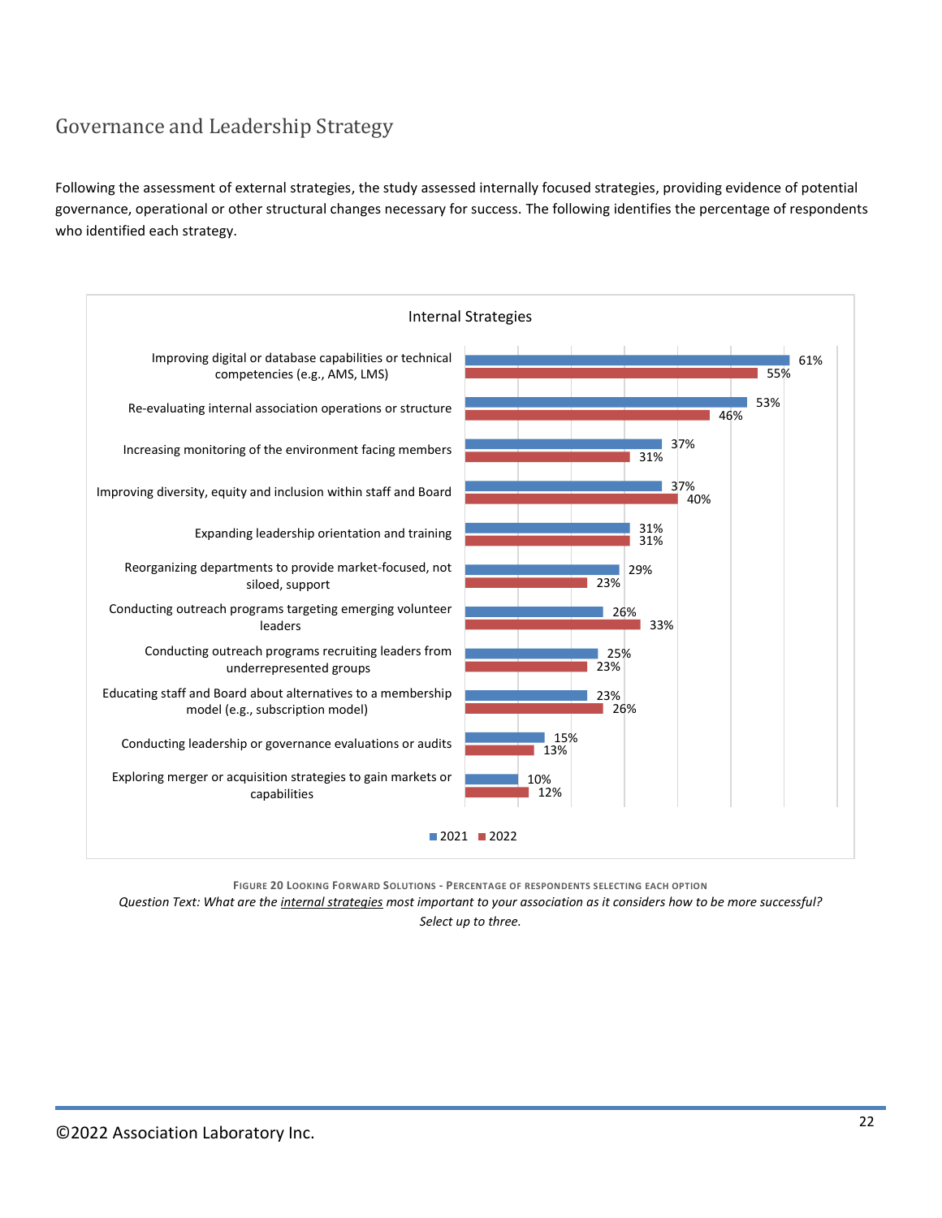## Governance and Leadership Strategy

Following the assessment of external strategies, the study assessed internally focused strategies, providing evidence of potential governance, operational or other structural changes necessary for success. The following identifies the percentage of respondents who identified each strategy.

**Internal Strategies**

| Strategy | 2021 | 2022 |
| --- | --- | --- |
| Improving digital or database capabilities or technical competencies (e.g., AMS, LMS) | 61% | 55% |
| Re-evaluating internal association operations or structure | 53% | 46% |
| Increasing monitoring of the environment facing members | 37% | 31% |
| Improving diversity, equity and inclusion within staff and Board | 37% | 40% |
| Expanding leadership orientation and training | 31% | 31% |
| Reorganizing departments to provide market-focused, not siloed, support | 29% | 23% |
| Conducting outreach programs targeting emerging volunteer leaders | 26% | 33% |
| Conducting outreach programs recruiting leaders from underrepresented groups | 25% | 23% |
| Educating staff and Board about alternatives to a membership model (e.g., subscription model) | 23% | 26% |
| Conducting leadership or governance evaluations or audits | 15% | 13% |
| Exploring merger or acquisition strategies to gain markets or capabilities | 10% | 12% |

FIGURE 20 LOOKING FORWARD SOLUTIONS - PERCENTAGE OF RESPONDENTS SELECTING EACH OPTION

*Question Text: What are the internal strategies most important to your association as it considers how to be more successful? Select up to three.*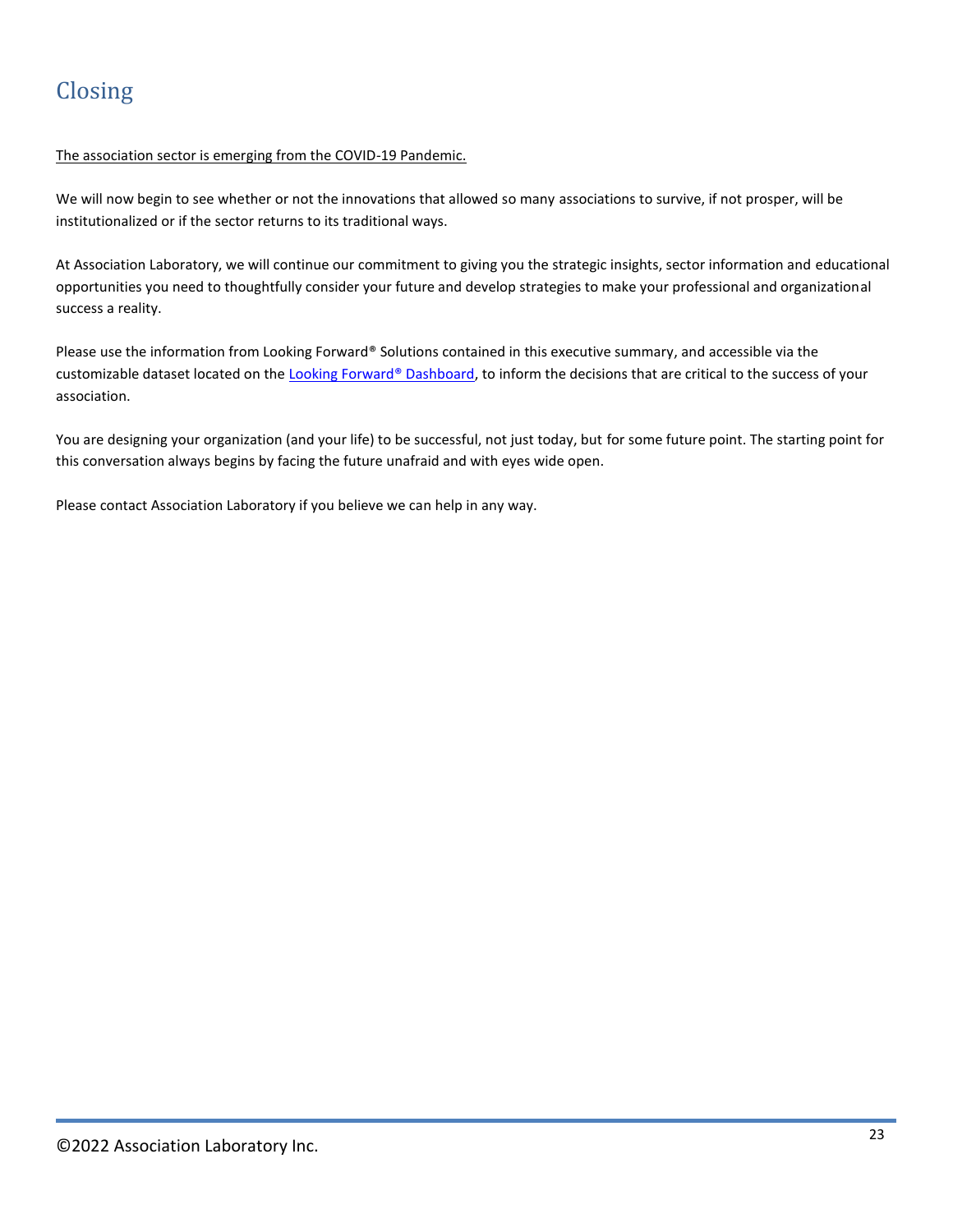# Closing

The association sector is emerging from the COVID-19 Pandemic.

We will now begin to see whether or not the innovations that allowed so many associations to survive, if not prosper, will be institutionalized or if the sector returns to its traditional ways.

At Association Laboratory, we will continue our commitment to giving you the strategic insights, sector information and educational opportunities you need to thoughtfully consider your future and develop strategies to make your professional and organizational success a reality.

Please use the information from Looking Forward® Solutions contained in this executive summary, and accessible via the customizable dataset located on the Looking Forward® Dashboard, to inform the decisions that are critical to the success of your association.

You are designing your organization (and your life) to be successful, not just today, but for some future point. The starting point for this conversation always begins by facing the future unafraid and with eyes wide open.

Please contact Association Laboratory if you believe we can help in any way.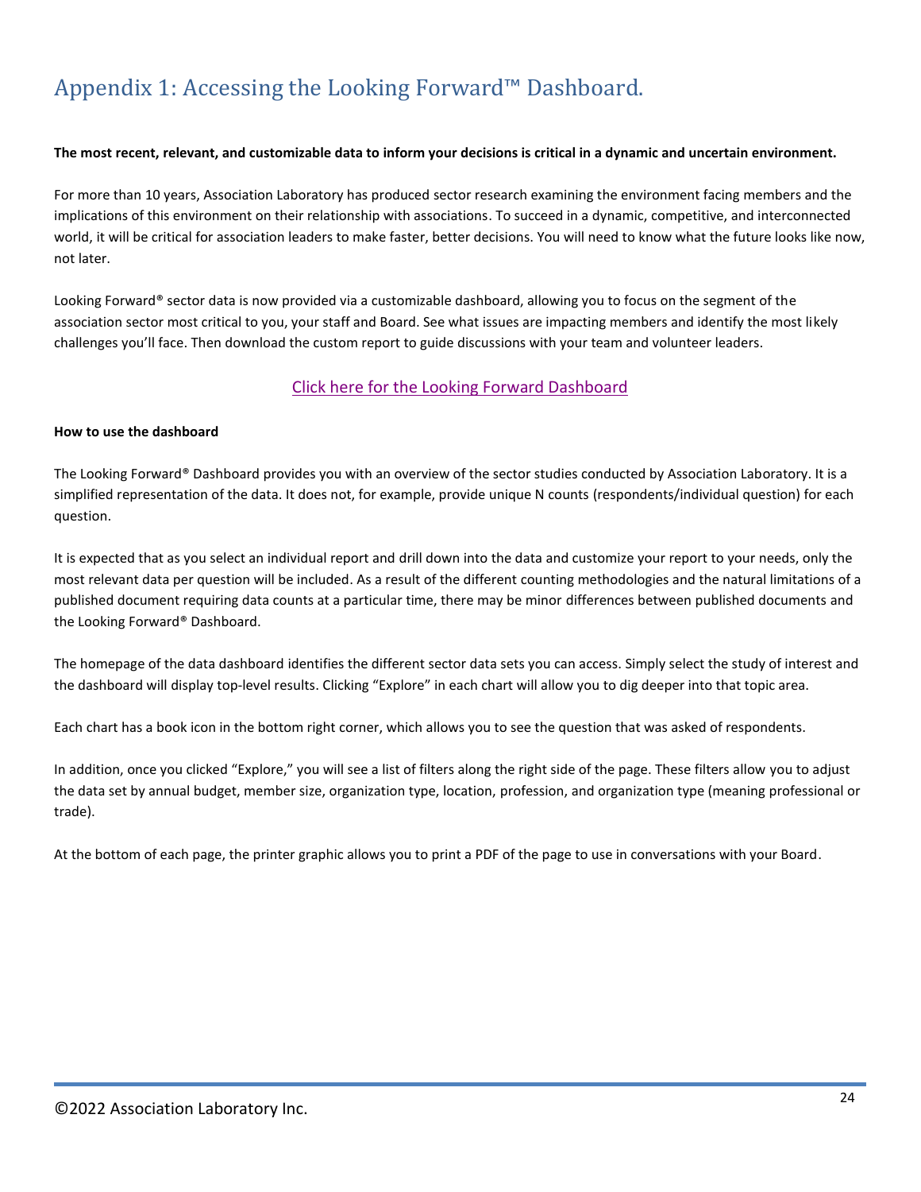# Appendix 1: Accessing the Looking Forward™ Dashboard.

**The most recent, relevant, and customizable data to inform your decisions is critical in a dynamic and uncertain environment.**

For more than 10 years, Association Laboratory has produced sector research examining the environment facing members and the implications of this environment on their relationship with associations. To succeed in a dynamic, competitive, and interconnected world, it will be critical for association leaders to make faster, better decisions. You will need to know what the future looks like now, not later.

Looking Forward® sector data is now provided via a customizable dashboard, allowing you to focus on the segment of the association sector most critical to you, your staff and Board. See what issues are impacting members and identify the most likely challenges you'll face. Then download the custom report to guide discussions with your team and volunteer leaders.

Click here for the Looking Forward Dashboard

**How to use the dashboard**

The Looking Forward® Dashboard provides you with an overview of the sector studies conducted by Association Laboratory. It is a simplified representation of the data. It does not, for example, provide unique N counts (respondents/individual question) for each question.

It is expected that as you select an individual report and drill down into the data and customize your report to your needs, only the most relevant data per question will be included. As a result of the different counting methodologies and the natural limitations of a published document requiring data counts at a particular time, there may be minor differences between published documents and the Looking Forward® Dashboard.

The homepage of the data dashboard identifies the different sector data sets you can access. Simply select the study of interest and the dashboard will display top-level results. Clicking "Explore" in each chart will allow you to dig deeper into that topic area.

Each chart has a book icon in the bottom right corner, which allows you to see the question that was asked of respondents.

In addition, once you clicked "Explore," you will see a list of filters along the right side of the page. These filters allow you to adjust the data set by annual budget, member size, organization type, location, profession, and organization type (meaning professional or trade).

At the bottom of each page, the printer graphic allows you to print a PDF of the page to use in conversations with your Board.

©2022 Association Laboratory Inc.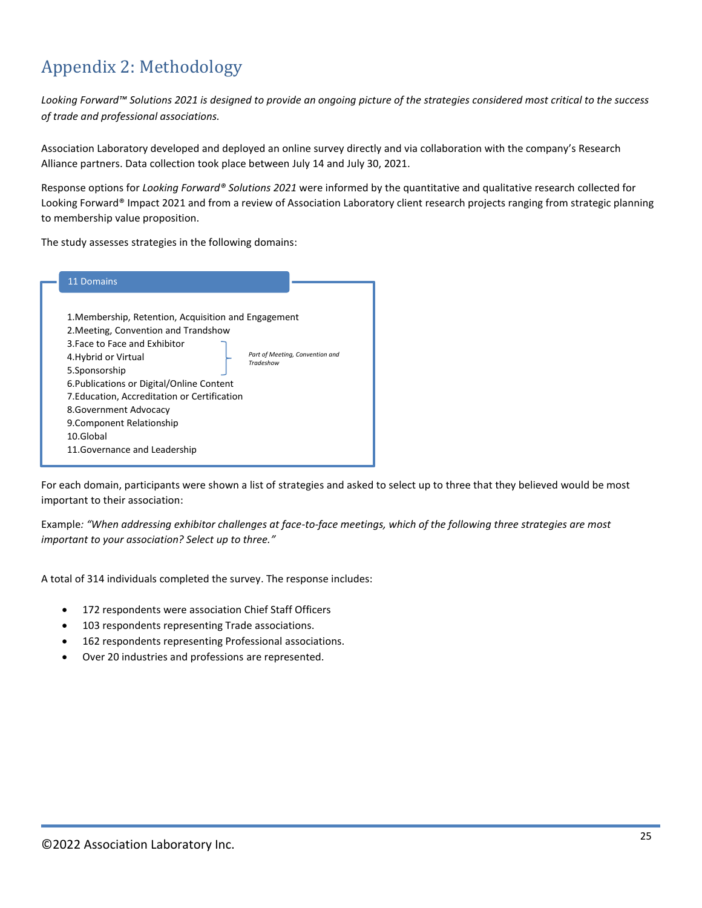## Appendix 2: Methodology

*Looking Forward™ Solutions 2021 is designed to provide an ongoing picture of the strategies considered most critical to the success of trade and professional associations.*

Association Laboratory developed and deployed an online survey directly and via collaboration with the company's Research Alliance partners. Data collection took place between July 14 and July 30, 2021.

Response options for *Looking Forward® Solutions 2021* were informed by the quantitative and qualitative research collected for Looking Forward® Impact 2021 and from a review of Association Laboratory client research projects ranging from strategic planning to membership value proposition.

The study assesses strategies in the following domains:

**11 Domains**

1. Membership, Retention, Acquisition and Engagement
2. Meeting, Convention and Trandshow
3. Face to Face and Exhibitor
4. Hybrid or Virtual
5. Sponsorship
6. Publications or Digital/Online Content
7. Education, Accreditation or Certification
8. Government Advocacy
9. Component Relationship
10. Global
11. Governance and Leadership

*(Items 3–5: Part of Meeting, Convention and Tradeshow)*

For each domain, participants were shown a list of strategies and asked to select up to three that they believed would be most important to their association:

Example*: "When addressing exhibitor challenges at face-to-face meetings, which of the following three strategies are most important to your association? Select up to three."*

A total of 314 individuals completed the survey. The response includes:

- 172 respondents were association Chief Staff Officers
- 103 respondents representing Trade associations.
- 162 respondents representing Professional associations.
- Over 20 industries and professions are represented.

©2022 Association Laboratory Inc.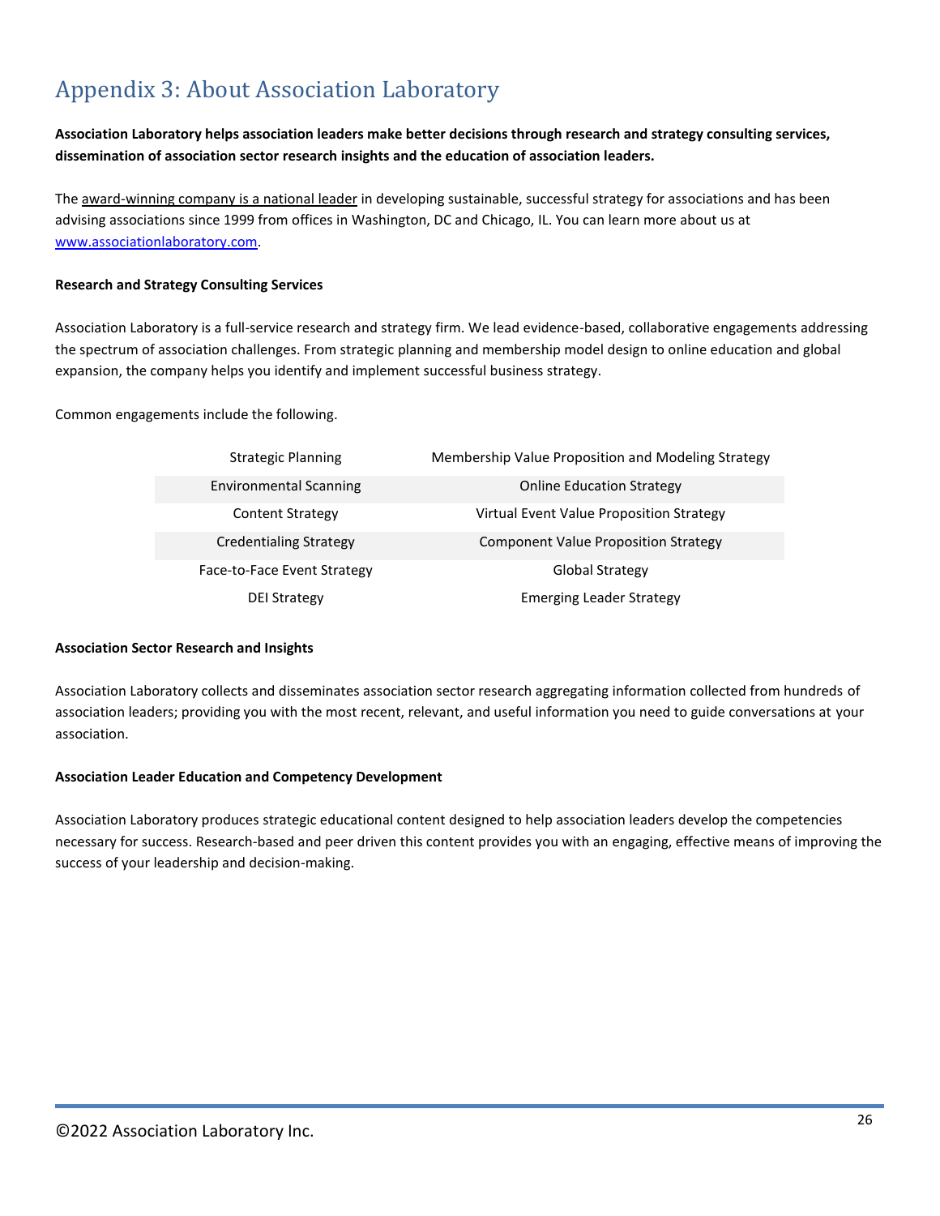# Appendix 3: About Association Laboratory

**Association Laboratory helps association leaders make better decisions through research and strategy consulting services, dissemination of association sector research insights and the education of association leaders.**

The award-winning company is a national leader in developing sustainable, successful strategy for associations and has been advising associations since 1999 from offices in Washington, DC and Chicago, IL. You can learn more about us at www.associationlaboratory.com.

**Research and Strategy Consulting Services**

Association Laboratory is a full-service research and strategy firm. We lead evidence-based, collaborative engagements addressing the spectrum of association challenges. From strategic planning and membership model design to online education and global expansion, the company helps you identify and implement successful business strategy.

Common engagements include the following.

| | |
|---|---|
| Strategic Planning | Membership Value Proposition and Modeling Strategy |
| Environmental Scanning | Online Education Strategy |
| Content Strategy | Virtual Event Value Proposition Strategy |
| Credentialing Strategy | Component Value Proposition Strategy |
| Face-to-Face Event Strategy | Global Strategy |
| DEI Strategy | Emerging Leader Strategy |

**Association Sector Research and Insights**

Association Laboratory collects and disseminates association sector research aggregating information collected from hundreds of association leaders; providing you with the most recent, relevant, and useful information you need to guide conversations at your association.

**Association Leader Education and Competency Development**

Association Laboratory produces strategic educational content designed to help association leaders develop the competencies necessary for success. Research-based and peer driven this content provides you with an engaging, effective means of improving the success of your leadership and decision-making.

©2022 Association Laboratory Inc.